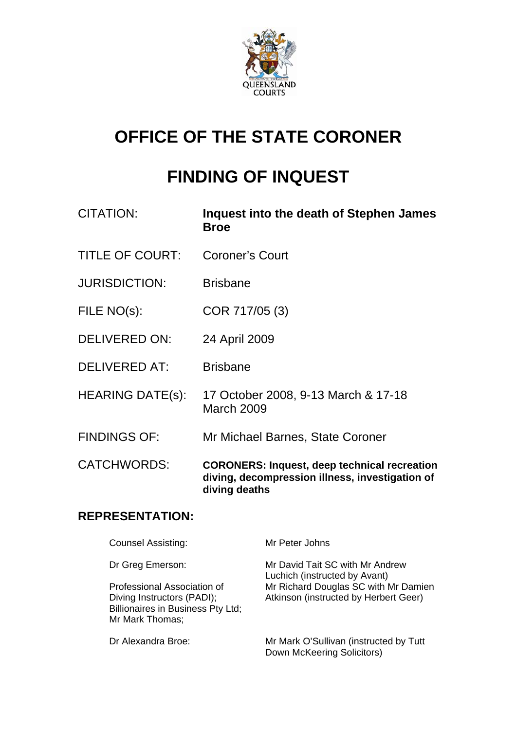# OFFICE OF THE STATE CORONER

# FINDING OF INQUEST

| | |
|---|---|
| CITATION: | **Inquest into the death of Stephen James Broe** |
| TITLE OF COURT: | Coroner's Court |
| JURISDICTION: | Brisbane |
| FILE NO(s): | COR 717/05 (3) |
| DELIVERED ON: | 24 April 2009 |
| DELIVERED AT: | Brisbane |
| HEARING DATE(s): | 17 October 2008, 9-13 March & 17-18 March 2009 |
| FINDINGS OF: | Mr Michael Barnes, State Coroner |
| CATCHWORDS: | **CORONERS: Inquest, deep technical recreation diving, decompression illness, investigation of diving deaths** |

## REPRESENTATION:

| | |
|---|---|
| Counsel Assisting: | Mr Peter Johns |
| Dr Greg Emerson: | Mr David Tait SC with Mr Andrew Luchich (instructed by Avant) |
| Professional Association of Diving Instructors (PADI); Billionaires in Business Pty Ltd; Mr Mark Thomas; | Mr Richard Douglas SC with Mr Damien Atkinson (instructed by Herbert Geer) |
| Dr Alexandra Broe: | Mr Mark O'Sullivan (instructed by Tutt Down McKeering Solicitors) |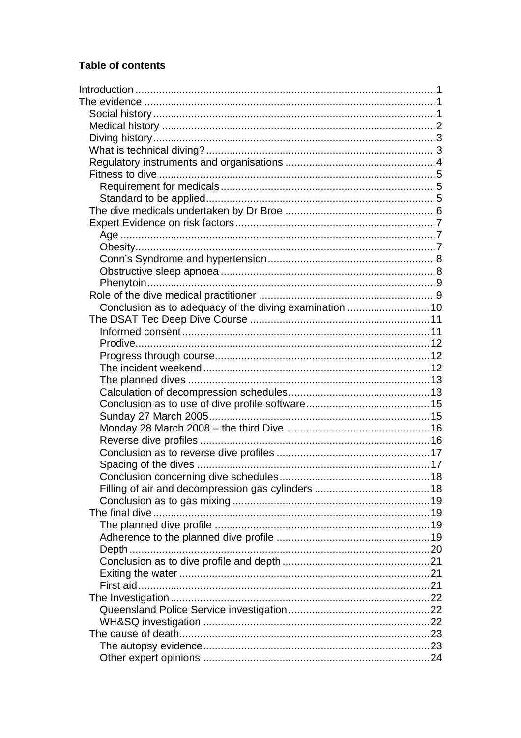**Table of contents**

Introduction ....................................................................................................1
The evidence ..................................................................................................1
- Social history ................................................................................................1
- Medical history ..............................................................................................2
- Diving history ................................................................................................3
- What is technical diving? ..............................................................................3
- Regulatory instruments and organisations ....................................................4
- Fitness to dive ...............................................................................................5
  - Requirement for medicals .........................................................................5
  - Standard to be applied ..............................................................................5
- The dive medicals undertaken by Dr Broe ....................................................6
- Expert Evidence on risk factors ....................................................................7
  - Age ...........................................................................................................7
  - Obesity ......................................................................................................7
  - Conn's Syndrome and hypertension .........................................................8
  - Obstructive sleep apnoea .........................................................................8
  - Phenytoin ..................................................................................................9
- Role of the dive medical practitioner ............................................................9
  - Conclusion as to adequacy of the diving examination ............................10
- The DSAT Tec Deep Dive Course ..............................................................11
  - Informed consent ....................................................................................11
  - Prodive ....................................................................................................12
  - Progress through course .........................................................................12
  - The incident weekend .............................................................................12
  - The planned dives ...................................................................................13
  - Calculation of decompression schedules ................................................13
  - Conclusion as to use of dive profile software ..........................................15
  - Sunday 27 March 2005 ...........................................................................15
  - Monday 28 March 2008 – the third Dive .................................................16
  - Reverse dive profiles ...............................................................................16
  - Conclusion as to reverse dive profiles ....................................................17
  - Spacing of the dives ................................................................................17
  - Conclusion concerning dive schedules ...................................................18
  - Filling of air and decompression gas cylinders .......................................18
  - Conclusion as to gas mixing ...................................................................19
- The final dive ..............................................................................................19
  - The planned dive profile .........................................................................19
  - Adherence to the planned dive profile ....................................................19
  - Depth ......................................................................................................20
  - Conclusion as to dive profile and depth ..................................................21
  - Exiting the water .....................................................................................21
  - First aid ...................................................................................................21
- The Investigation ........................................................................................22
  - Queensland Police Service investigation ................................................22
  - WH&SQ investigation .............................................................................22
- The cause of death .....................................................................................23
  - The autopsy evidence .............................................................................23
  - Other expert opinions .............................................................................24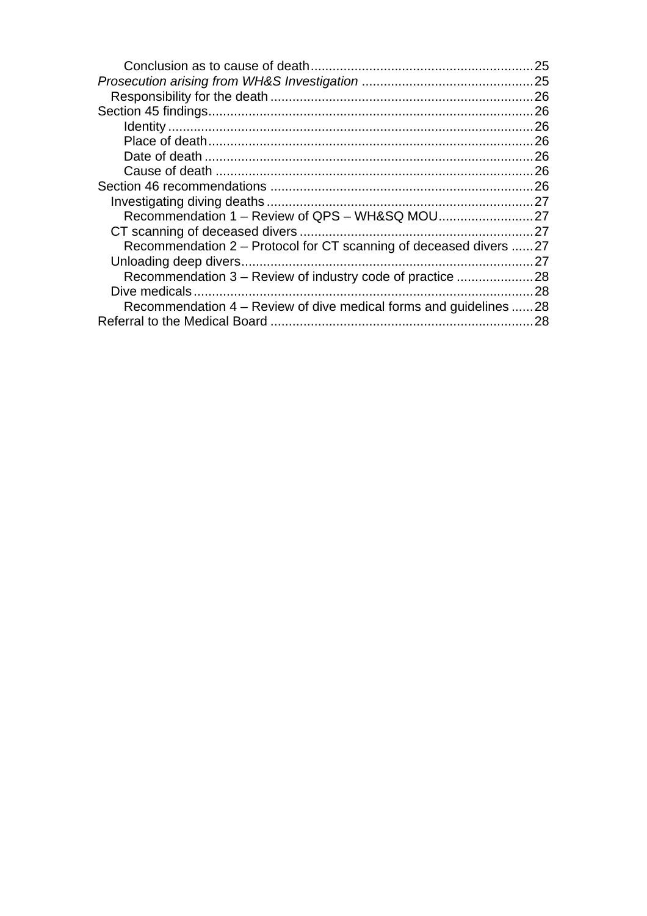Conclusion as to cause of death ........................................................... 25

*Prosecution arising from WH&S Investigation* ............................................. 25

Responsibility for the death ......................................................................... 26

Section 45 findings ......................................................................................... 26

Identity ........................................................................................................ 26

Place of death .............................................................................................. 26

Date of death ............................................................................................... 26

Cause of death ............................................................................................. 26

Section 46 recommendations ......................................................................... 26

Investigating diving deaths ........................................................................... 27

Recommendation 1 – Review of QPS – WH&SQ MOU .......................... 27

CT scanning of deceased divers ................................................................... 27

Recommendation 2 – Protocol for CT scanning of deceased divers ...... 27

Unloading deep divers ................................................................................... 27

Recommendation 3 – Review of industry code of practice ..................... 28

Dive medicals ................................................................................................ 28

Recommendation 4 – Review of dive medical forms and guidelines ...... 28

Referral to the Medical Board ......................................................................... 28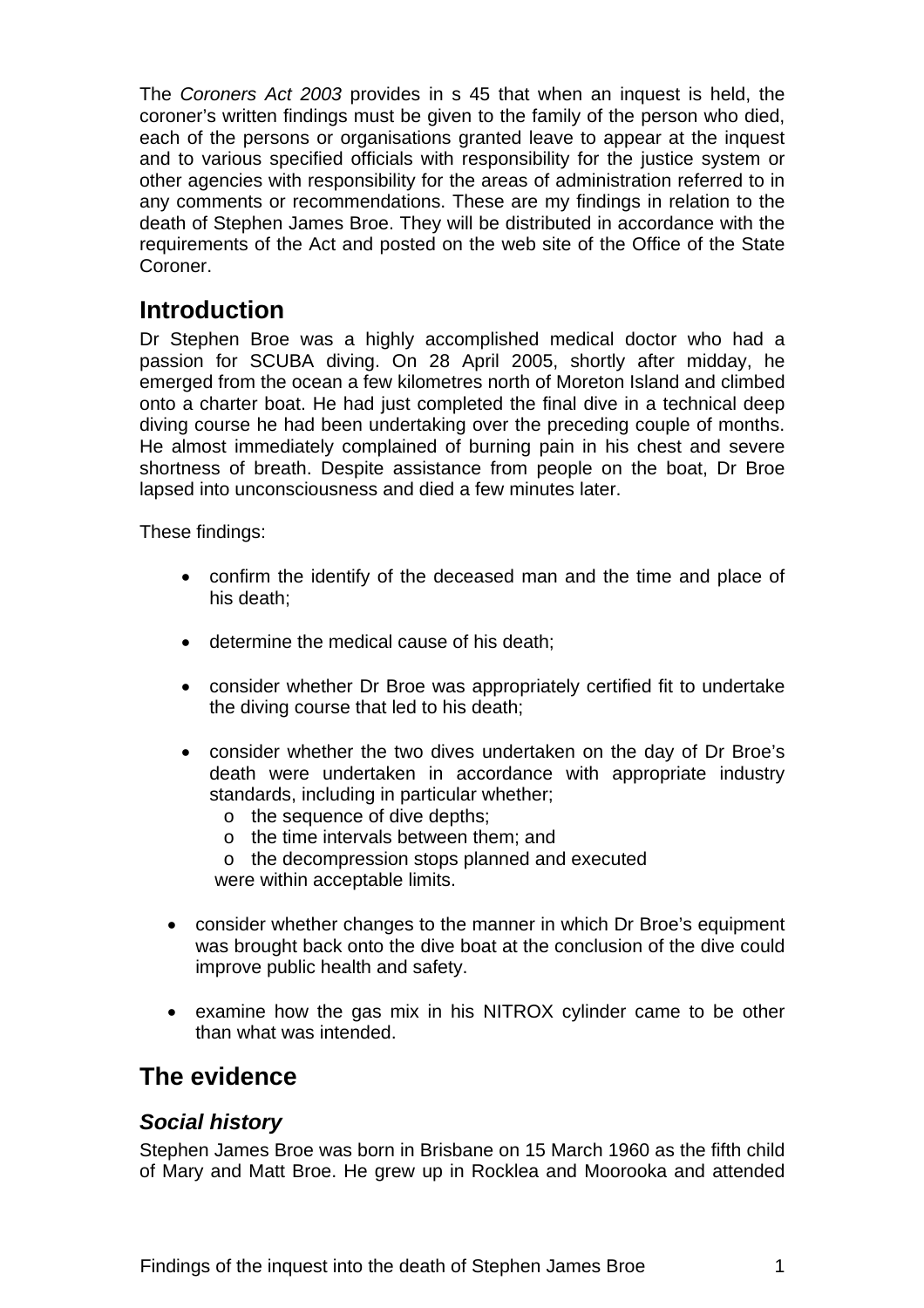The *Coroners Act 2003* provides in s 45 that when an inquest is held, the coroner's written findings must be given to the family of the person who died, each of the persons or organisations granted leave to appear at the inquest and to various specified officials with responsibility for the justice system or other agencies with responsibility for the areas of administration referred to in any comments or recommendations. These are my findings in relation to the death of Stephen James Broe. They will be distributed in accordance with the requirements of the Act and posted on the web site of the Office of the State Coroner.

## Introduction

Dr Stephen Broe was a highly accomplished medical doctor who had a passion for SCUBA diving. On 28 April 2005, shortly after midday, he emerged from the ocean a few kilometres north of Moreton Island and climbed onto a charter boat. He had just completed the final dive in a technical deep diving course he had been undertaking over the preceding couple of months. He almost immediately complained of burning pain in his chest and severe shortness of breath. Despite assistance from people on the boat, Dr Broe lapsed into unconsciousness and died a few minutes later.

These findings:

- confirm the identify of the deceased man and the time and place of his death;
- determine the medical cause of his death;
- consider whether Dr Broe was appropriately certified fit to undertake the diving course that led to his death;
- consider whether the two dives undertaken on the day of Dr Broe's death were undertaken in accordance with appropriate industry standards, including in particular whether;
    - the sequence of dive depths;
    - the time intervals between them; and
    - the decompression stops planned and executed

  were within acceptable limits.
- consider whether changes to the manner in which Dr Broe's equipment was brought back onto the dive boat at the conclusion of the dive could improve public health and safety.
- examine how the gas mix in his NITROX cylinder came to be other than what was intended.

## The evidence

### *Social history*

Stephen James Broe was born in Brisbane on 15 March 1960 as the fifth child of Mary and Matt Broe. He grew up in Rocklea and Moorooka and attended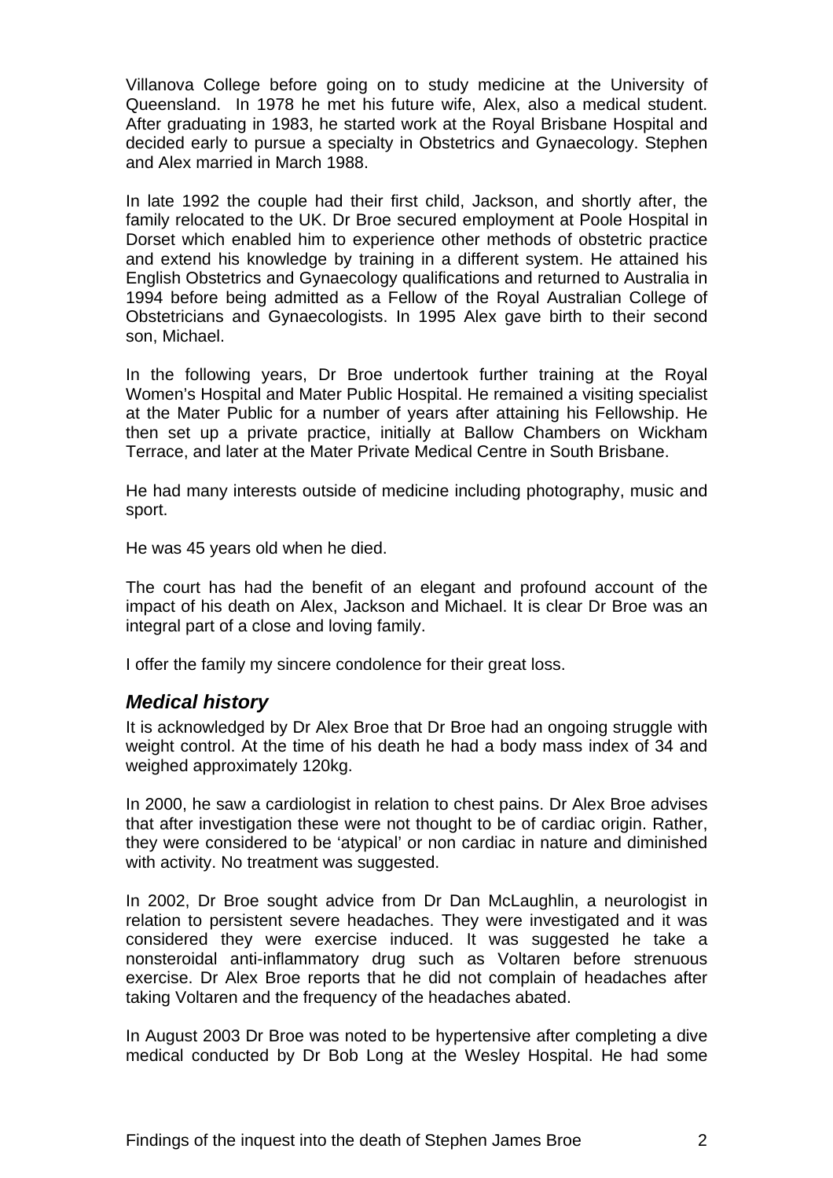Villanova College before going on to study medicine at the University of Queensland. In 1978 he met his future wife, Alex, also a medical student. After graduating in 1983, he started work at the Royal Brisbane Hospital and decided early to pursue a specialty in Obstetrics and Gynaecology. Stephen and Alex married in March 1988.

In late 1992 the couple had their first child, Jackson, and shortly after, the family relocated to the UK. Dr Broe secured employment at Poole Hospital in Dorset which enabled him to experience other methods of obstetric practice and extend his knowledge by training in a different system. He attained his English Obstetrics and Gynaecology qualifications and returned to Australia in 1994 before being admitted as a Fellow of the Royal Australian College of Obstetricians and Gynaecologists. In 1995 Alex gave birth to their second son, Michael.

In the following years, Dr Broe undertook further training at the Royal Women's Hospital and Mater Public Hospital. He remained a visiting specialist at the Mater Public for a number of years after attaining his Fellowship. He then set up a private practice, initially at Ballow Chambers on Wickham Terrace, and later at the Mater Private Medical Centre in South Brisbane.

He had many interests outside of medicine including photography, music and sport.

He was 45 years old when he died.

The court has had the benefit of an elegant and profound account of the impact of his death on Alex, Jackson and Michael. It is clear Dr Broe was an integral part of a close and loving family.

I offer the family my sincere condolence for their great loss.

## *Medical history*

It is acknowledged by Dr Alex Broe that Dr Broe had an ongoing struggle with weight control. At the time of his death he had a body mass index of 34 and weighed approximately 120kg.

In 2000, he saw a cardiologist in relation to chest pains. Dr Alex Broe advises that after investigation these were not thought to be of cardiac origin. Rather, they were considered to be 'atypical' or non cardiac in nature and diminished with activity. No treatment was suggested.

In 2002, Dr Broe sought advice from Dr Dan McLaughlin, a neurologist in relation to persistent severe headaches. They were investigated and it was considered they were exercise induced. It was suggested he take a nonsteroidal anti-inflammatory drug such as Voltaren before strenuous exercise. Dr Alex Broe reports that he did not complain of headaches after taking Voltaren and the frequency of the headaches abated.

In August 2003 Dr Broe was noted to be hypertensive after completing a dive medical conducted by Dr Bob Long at the Wesley Hospital. He had some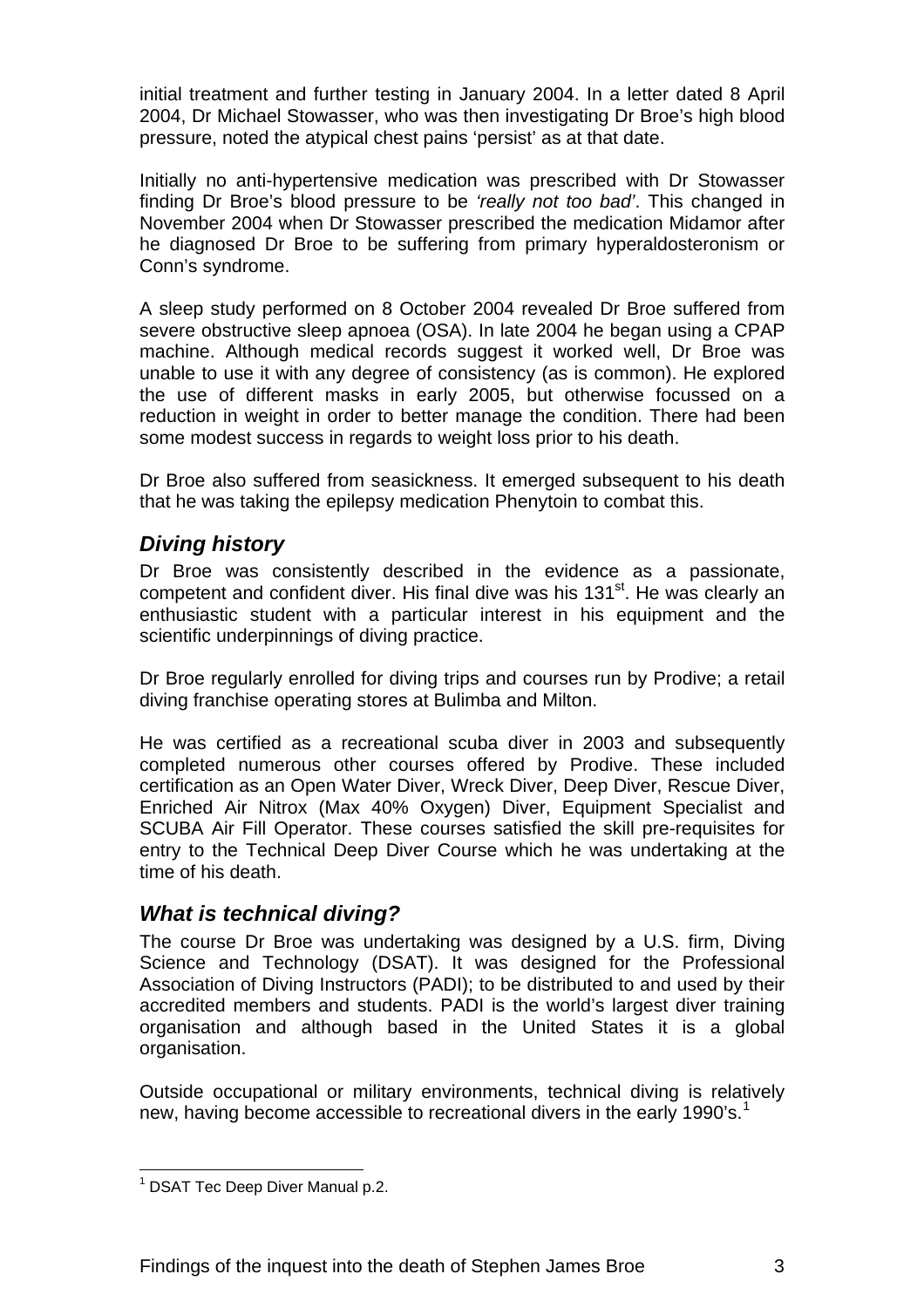initial treatment and further testing in January 2004. In a letter dated 8 April 2004, Dr Michael Stowasser, who was then investigating Dr Broe's high blood pressure, noted the atypical chest pains 'persist' as at that date.

Initially no anti-hypertensive medication was prescribed with Dr Stowasser finding Dr Broe's blood pressure to be *'really not too bad'*. This changed in November 2004 when Dr Stowasser prescribed the medication Midamor after he diagnosed Dr Broe to be suffering from primary hyperaldosteronism or Conn's syndrome.

A sleep study performed on 8 October 2004 revealed Dr Broe suffered from severe obstructive sleep apnoea (OSA). In late 2004 he began using a CPAP machine. Although medical records suggest it worked well, Dr Broe was unable to use it with any degree of consistency (as is common). He explored the use of different masks in early 2005, but otherwise focussed on a reduction in weight in order to better manage the condition. There had been some modest success in regards to weight loss prior to his death.

Dr Broe also suffered from seasickness. It emerged subsequent to his death that he was taking the epilepsy medication Phenytoin to combat this.

## *Diving history*

Dr Broe was consistently described in the evidence as a passionate, competent and confident diver. His final dive was his 131st. He was clearly an enthusiastic student with a particular interest in his equipment and the scientific underpinnings of diving practice.

Dr Broe regularly enrolled for diving trips and courses run by Prodive; a retail diving franchise operating stores at Bulimba and Milton.

He was certified as a recreational scuba diver in 2003 and subsequently completed numerous other courses offered by Prodive. These included certification as an Open Water Diver, Wreck Diver, Deep Diver, Rescue Diver, Enriched Air Nitrox (Max 40% Oxygen) Diver, Equipment Specialist and SCUBA Air Fill Operator. These courses satisfied the skill pre-requisites for entry to the Technical Deep Diver Course which he was undertaking at the time of his death.

## *What is technical diving?*

The course Dr Broe was undertaking was designed by a U.S. firm, Diving Science and Technology (DSAT). It was designed for the Professional Association of Diving Instructors (PADI); to be distributed to and used by their accredited members and students. PADI is the world's largest diver training organisation and although based in the United States it is a global organisation.

Outside occupational or military environments, technical diving is relatively new, having become accessible to recreational divers in the early 1990's.[1]

---

[1] DSAT Tec Deep Diver Manual p.2.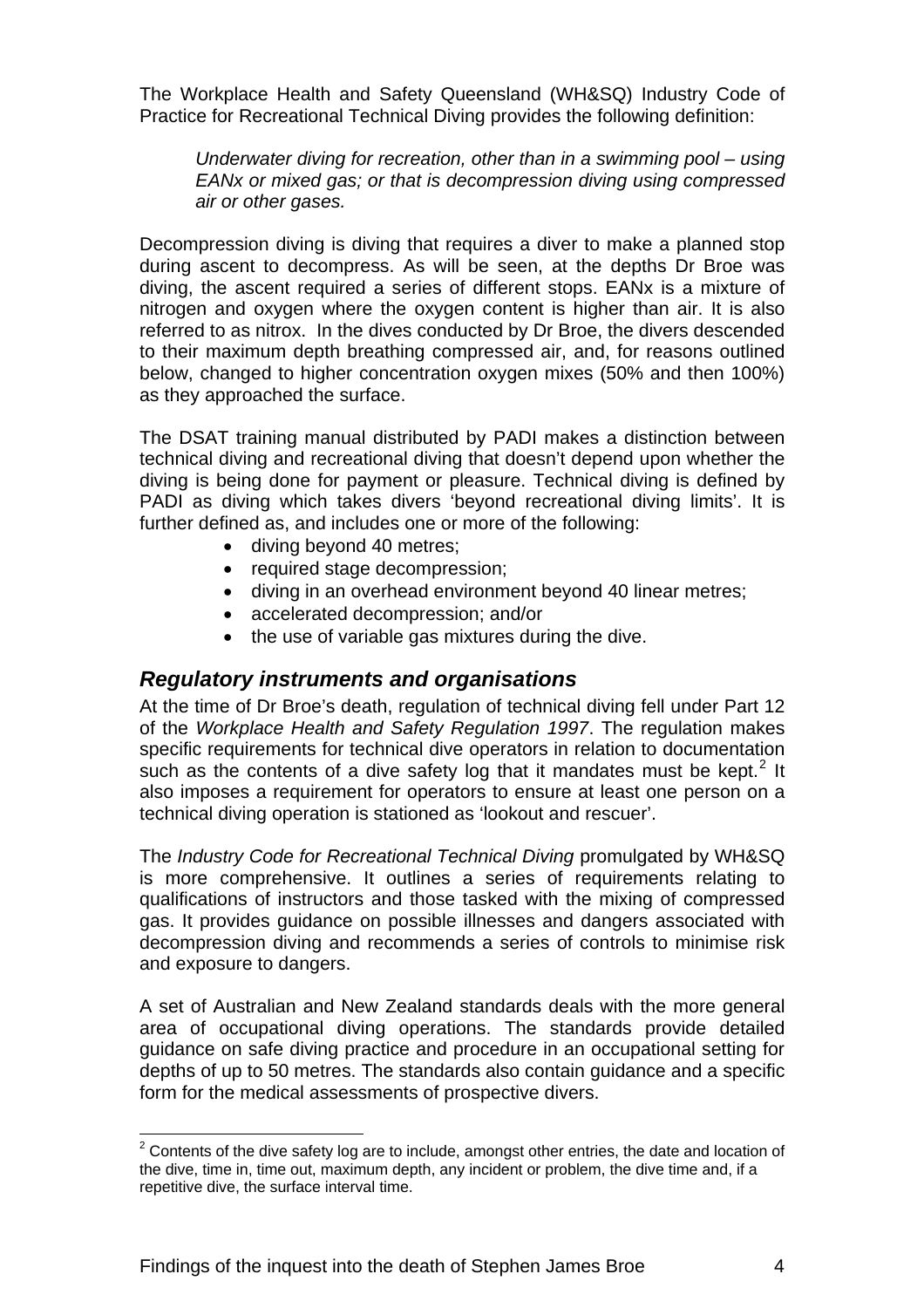The Workplace Health and Safety Queensland (WH&SQ) Industry Code of Practice for Recreational Technical Diving provides the following definition:

> *Underwater diving for recreation, other than in a swimming pool – using EANx or mixed gas; or that is decompression diving using compressed air or other gases.*

Decompression diving is diving that requires a diver to make a planned stop during ascent to decompress. As will be seen, at the depths Dr Broe was diving, the ascent required a series of different stops. EANx is a mixture of nitrogen and oxygen where the oxygen content is higher than air. It is also referred to as nitrox. In the dives conducted by Dr Broe, the divers descended to their maximum depth breathing compressed air, and, for reasons outlined below, changed to higher concentration oxygen mixes (50% and then 100%) as they approached the surface.

The DSAT training manual distributed by PADI makes a distinction between technical diving and recreational diving that doesn't depend upon whether the diving is being done for payment or pleasure. Technical diving is defined by PADI as diving which takes divers 'beyond recreational diving limits'. It is further defined as, and includes one or more of the following:

- diving beyond 40 metres;
- required stage decompression;
- diving in an overhead environment beyond 40 linear metres;
- accelerated decompression; and/or
- the use of variable gas mixtures during the dive.

## *Regulatory instruments and organisations*

At the time of Dr Broe's death, regulation of technical diving fell under Part 12 of the *Workplace Health and Safety Regulation 1997*. The regulation makes specific requirements for technical dive operators in relation to documentation such as the contents of a dive safety log that it mandates must be kept.[2] It also imposes a requirement for operators to ensure at least one person on a technical diving operation is stationed as 'lookout and rescuer'.

The *Industry Code for Recreational Technical Diving* promulgated by WH&SQ is more comprehensive. It outlines a series of requirements relating to qualifications of instructors and those tasked with the mixing of compressed gas. It provides guidance on possible illnesses and dangers associated with decompression diving and recommends a series of controls to minimise risk and exposure to dangers.

A set of Australian and New Zealand standards deals with the more general area of occupational diving operations. The standards provide detailed guidance on safe diving practice and procedure in an occupational setting for depths of up to 50 metres. The standards also contain guidance and a specific form for the medical assessments of prospective divers.

---

[2] Contents of the dive safety log are to include, amongst other entries, the date and location of the dive, time in, time out, maximum depth, any incident or problem, the dive time and, if a repetitive dive, the surface interval time.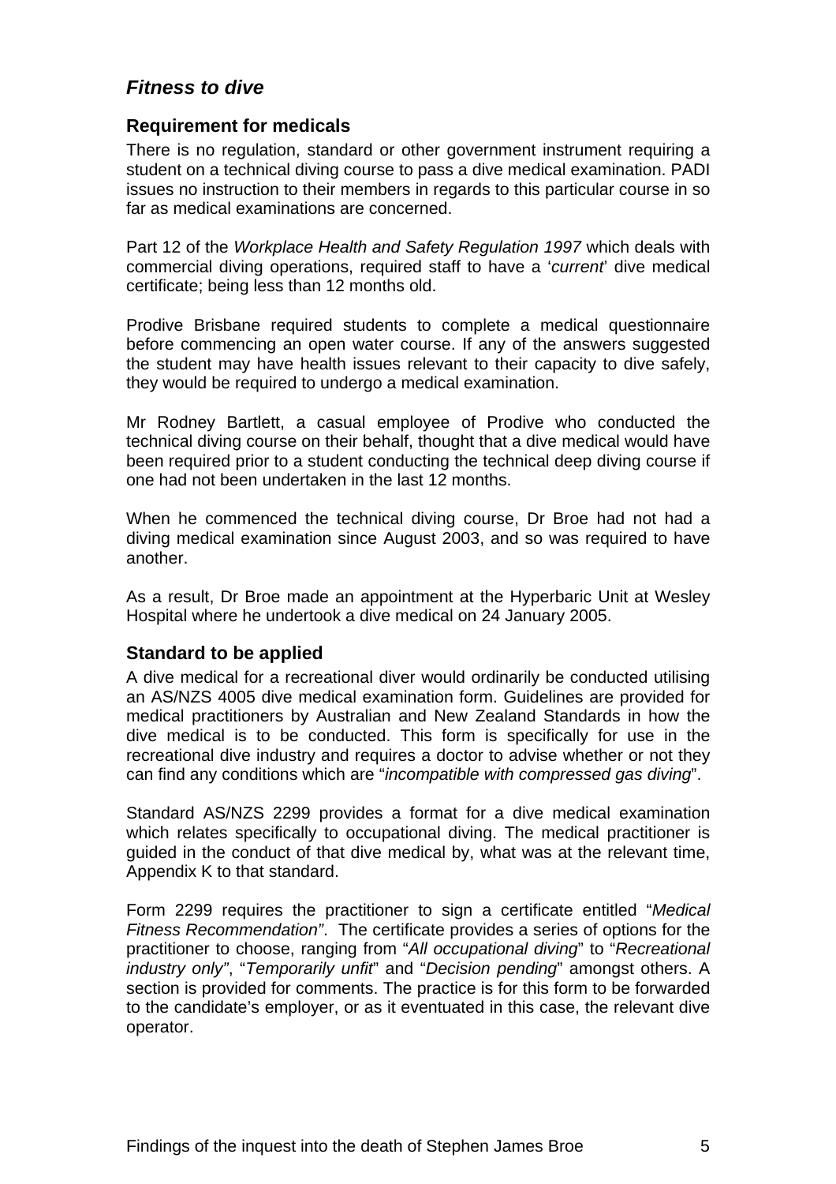## *Fitness to dive*

### Requirement for medicals

There is no regulation, standard or other government instrument requiring a student on a technical diving course to pass a dive medical examination. PADI issues no instruction to their members in regards to this particular course in so far as medical examinations are concerned.

Part 12 of the *Workplace Health and Safety Regulation 1997* which deals with commercial diving operations, required staff to have a '*current*' dive medical certificate; being less than 12 months old.

Prodive Brisbane required students to complete a medical questionnaire before commencing an open water course. If any of the answers suggested the student may have health issues relevant to their capacity to dive safely, they would be required to undergo a medical examination.

Mr Rodney Bartlett, a casual employee of Prodive who conducted the technical diving course on their behalf, thought that a dive medical would have been required prior to a student conducting the technical deep diving course if one had not been undertaken in the last 12 months.

When he commenced the technical diving course, Dr Broe had not had a diving medical examination since August 2003, and so was required to have another.

As a result, Dr Broe made an appointment at the Hyperbaric Unit at Wesley Hospital where he undertook a dive medical on 24 January 2005.

### Standard to be applied

A dive medical for a recreational diver would ordinarily be conducted utilising an AS/NZS 4005 dive medical examination form. Guidelines are provided for medical practitioners by Australian and New Zealand Standards in how the dive medical is to be conducted. This form is specifically for use in the recreational dive industry and requires a doctor to advise whether or not they can find any conditions which are "*incompatible with compressed gas diving*".

Standard AS/NZS 2299 provides a format for a dive medical examination which relates specifically to occupational diving. The medical practitioner is guided in the conduct of that dive medical by, what was at the relevant time, Appendix K to that standard.

Form 2299 requires the practitioner to sign a certificate entitled "*Medical Fitness Recommendation"*. The certificate provides a series of options for the practitioner to choose, ranging from "*All occupational diving*" to "*Recreational industry only"*, "*Temporarily unfit*" and "*Decision pending*" amongst others. A section is provided for comments. The practice is for this form to be forwarded to the candidate's employer, or as it eventuated in this case, the relevant dive operator.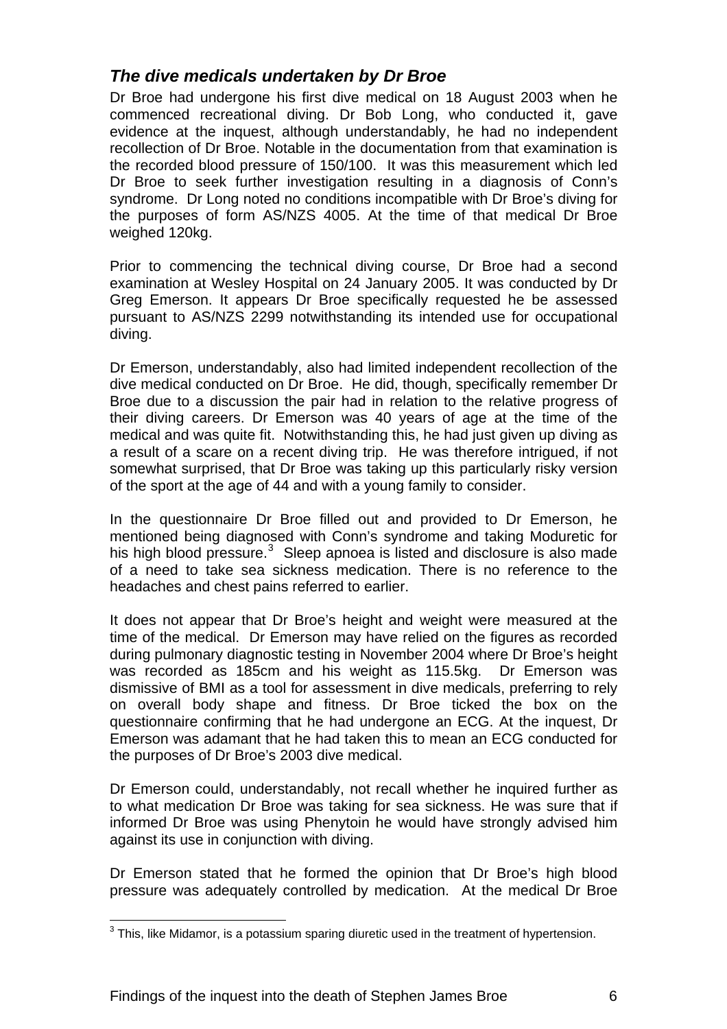### *The dive medicals undertaken by Dr Broe*

Dr Broe had undergone his first dive medical on 18 August 2003 when he commenced recreational diving. Dr Bob Long, who conducted it, gave evidence at the inquest, although understandably, he had no independent recollection of Dr Broe. Notable in the documentation from that examination is the recorded blood pressure of 150/100. It was this measurement which led Dr Broe to seek further investigation resulting in a diagnosis of Conn's syndrome. Dr Long noted no conditions incompatible with Dr Broe's diving for the purposes of form AS/NZS 4005. At the time of that medical Dr Broe weighed 120kg.

Prior to commencing the technical diving course, Dr Broe had a second examination at Wesley Hospital on 24 January 2005. It was conducted by Dr Greg Emerson. It appears Dr Broe specifically requested he be assessed pursuant to AS/NZS 2299 notwithstanding its intended use for occupational diving.

Dr Emerson, understandably, also had limited independent recollection of the dive medical conducted on Dr Broe. He did, though, specifically remember Dr Broe due to a discussion the pair had in relation to the relative progress of their diving careers. Dr Emerson was 40 years of age at the time of the medical and was quite fit. Notwithstanding this, he had just given up diving as a result of a scare on a recent diving trip. He was therefore intrigued, if not somewhat surprised, that Dr Broe was taking up this particularly risky version of the sport at the age of 44 and with a young family to consider.

In the questionnaire Dr Broe filled out and provided to Dr Emerson, he mentioned being diagnosed with Conn's syndrome and taking Moduretic for his high blood pressure.[3] Sleep apnoea is listed and disclosure is also made of a need to take sea sickness medication. There is no reference to the headaches and chest pains referred to earlier.

It does not appear that Dr Broe's height and weight were measured at the time of the medical. Dr Emerson may have relied on the figures as recorded during pulmonary diagnostic testing in November 2004 where Dr Broe's height was recorded as 185cm and his weight as 115.5kg. Dr Emerson was dismissive of BMI as a tool for assessment in dive medicals, preferring to rely on overall body shape and fitness. Dr Broe ticked the box on the questionnaire confirming that he had undergone an ECG. At the inquest, Dr Emerson was adamant that he had taken this to mean an ECG conducted for the purposes of Dr Broe's 2003 dive medical.

Dr Emerson could, understandably, not recall whether he inquired further as to what medication Dr Broe was taking for sea sickness. He was sure that if informed Dr Broe was using Phenytoin he would have strongly advised him against its use in conjunction with diving.

Dr Emerson stated that he formed the opinion that Dr Broe's high blood pressure was adequately controlled by medication. At the medical Dr Broe

---

[3] This, like Midamor, is a potassium sparing diuretic used in the treatment of hypertension.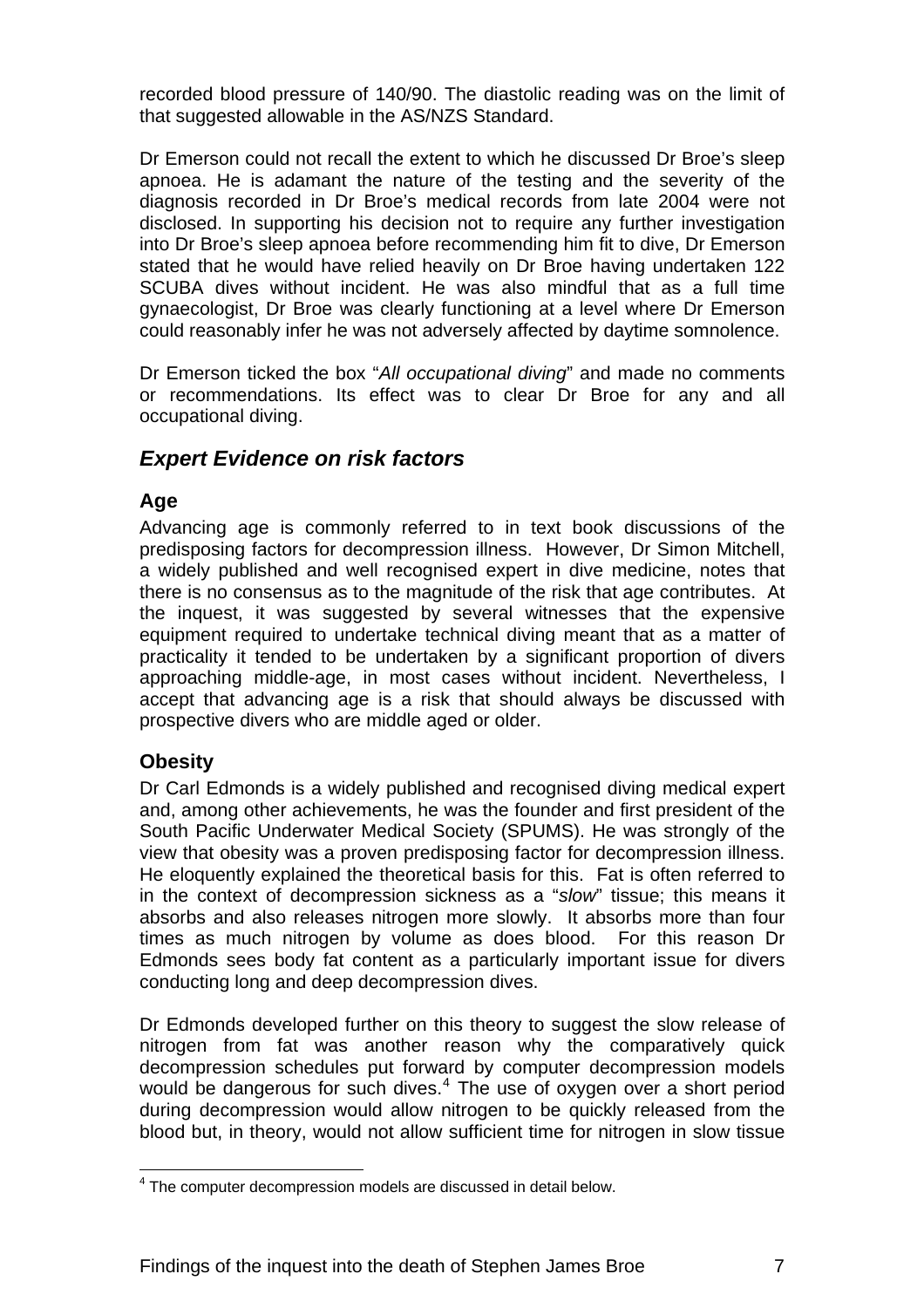recorded blood pressure of 140/90. The diastolic reading was on the limit of that suggested allowable in the AS/NZS Standard.

Dr Emerson could not recall the extent to which he discussed Dr Broe's sleep apnoea. He is adamant the nature of the testing and the severity of the diagnosis recorded in Dr Broe's medical records from late 2004 were not disclosed. In supporting his decision not to require any further investigation into Dr Broe's sleep apnoea before recommending him fit to dive, Dr Emerson stated that he would have relied heavily on Dr Broe having undertaken 122 SCUBA dives without incident. He was also mindful that as a full time gynaecologist, Dr Broe was clearly functioning at a level where Dr Emerson could reasonably infer he was not adversely affected by daytime somnolence.

Dr Emerson ticked the box "*All occupational diving*" and made no comments or recommendations. Its effect was to clear Dr Broe for any and all occupational diving.

## *Expert Evidence on risk factors*

### Age

Advancing age is commonly referred to in text book discussions of the predisposing factors for decompression illness. However, Dr Simon Mitchell, a widely published and well recognised expert in dive medicine, notes that there is no consensus as to the magnitude of the risk that age contributes. At the inquest, it was suggested by several witnesses that the expensive equipment required to undertake technical diving meant that as a matter of practicality it tended to be undertaken by a significant proportion of divers approaching middle-age, in most cases without incident. Nevertheless, I accept that advancing age is a risk that should always be discussed with prospective divers who are middle aged or older.

### Obesity

Dr Carl Edmonds is a widely published and recognised diving medical expert and, among other achievements, he was the founder and first president of the South Pacific Underwater Medical Society (SPUMS). He was strongly of the view that obesity was a proven predisposing factor for decompression illness. He eloquently explained the theoretical basis for this. Fat is often referred to in the context of decompression sickness as a "*slow*" tissue; this means it absorbs and also releases nitrogen more slowly. It absorbs more than four times as much nitrogen by volume as does blood. For this reason Dr Edmonds sees body fat content as a particularly important issue for divers conducting long and deep decompression dives.

Dr Edmonds developed further on this theory to suggest the slow release of nitrogen from fat was another reason why the comparatively quick decompression schedules put forward by computer decompression models would be dangerous for such dives.[4] The use of oxygen over a short period during decompression would allow nitrogen to be quickly released from the blood but, in theory, would not allow sufficient time for nitrogen in slow tissue

---

[4] The computer decompression models are discussed in detail below.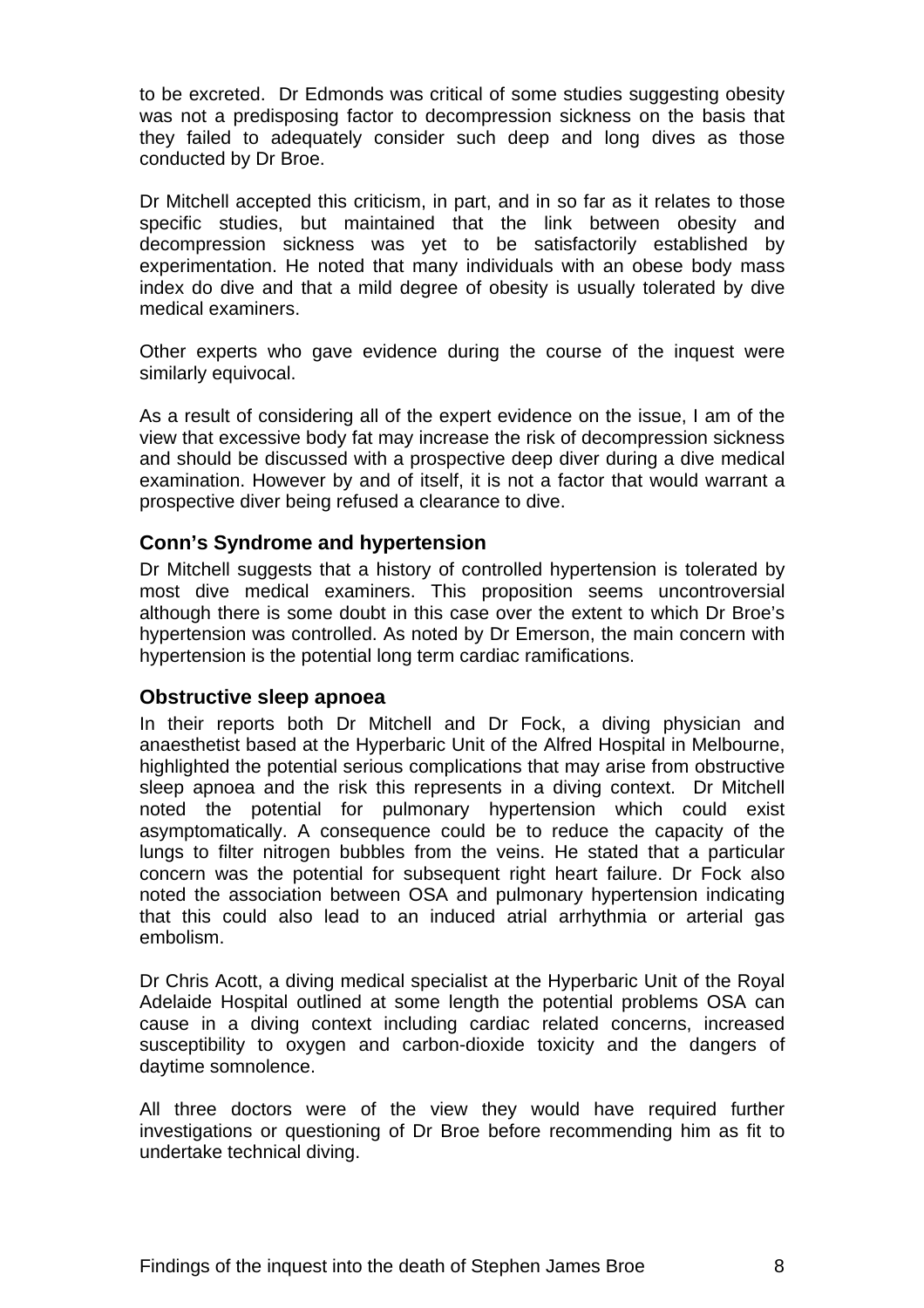to be excreted. Dr Edmonds was critical of some studies suggesting obesity was not a predisposing factor to decompression sickness on the basis that they failed to adequately consider such deep and long dives as those conducted by Dr Broe.

Dr Mitchell accepted this criticism, in part, and in so far as it relates to those specific studies, but maintained that the link between obesity and decompression sickness was yet to be satisfactorily established by experimentation. He noted that many individuals with an obese body mass index do dive and that a mild degree of obesity is usually tolerated by dive medical examiners.

Other experts who gave evidence during the course of the inquest were similarly equivocal.

As a result of considering all of the expert evidence on the issue, I am of the view that excessive body fat may increase the risk of decompression sickness and should be discussed with a prospective deep diver during a dive medical examination. However by and of itself, it is not a factor that would warrant a prospective diver being refused a clearance to dive.

### Conn's Syndrome and hypertension

Dr Mitchell suggests that a history of controlled hypertension is tolerated by most dive medical examiners. This proposition seems uncontroversial although there is some doubt in this case over the extent to which Dr Broe's hypertension was controlled. As noted by Dr Emerson, the main concern with hypertension is the potential long term cardiac ramifications.

### Obstructive sleep apnoea

In their reports both Dr Mitchell and Dr Fock, a diving physician and anaesthetist based at the Hyperbaric Unit of the Alfred Hospital in Melbourne, highlighted the potential serious complications that may arise from obstructive sleep apnoea and the risk this represents in a diving context. Dr Mitchell noted the potential for pulmonary hypertension which could exist asymptomatically. A consequence could be to reduce the capacity of the lungs to filter nitrogen bubbles from the veins. He stated that a particular concern was the potential for subsequent right heart failure. Dr Fock also noted the association between OSA and pulmonary hypertension indicating that this could also lead to an induced atrial arrhythmia or arterial gas embolism.

Dr Chris Acott, a diving medical specialist at the Hyperbaric Unit of the Royal Adelaide Hospital outlined at some length the potential problems OSA can cause in a diving context including cardiac related concerns, increased susceptibility to oxygen and carbon-dioxide toxicity and the dangers of daytime somnolence.

All three doctors were of the view they would have required further investigations or questioning of Dr Broe before recommending him as fit to undertake technical diving.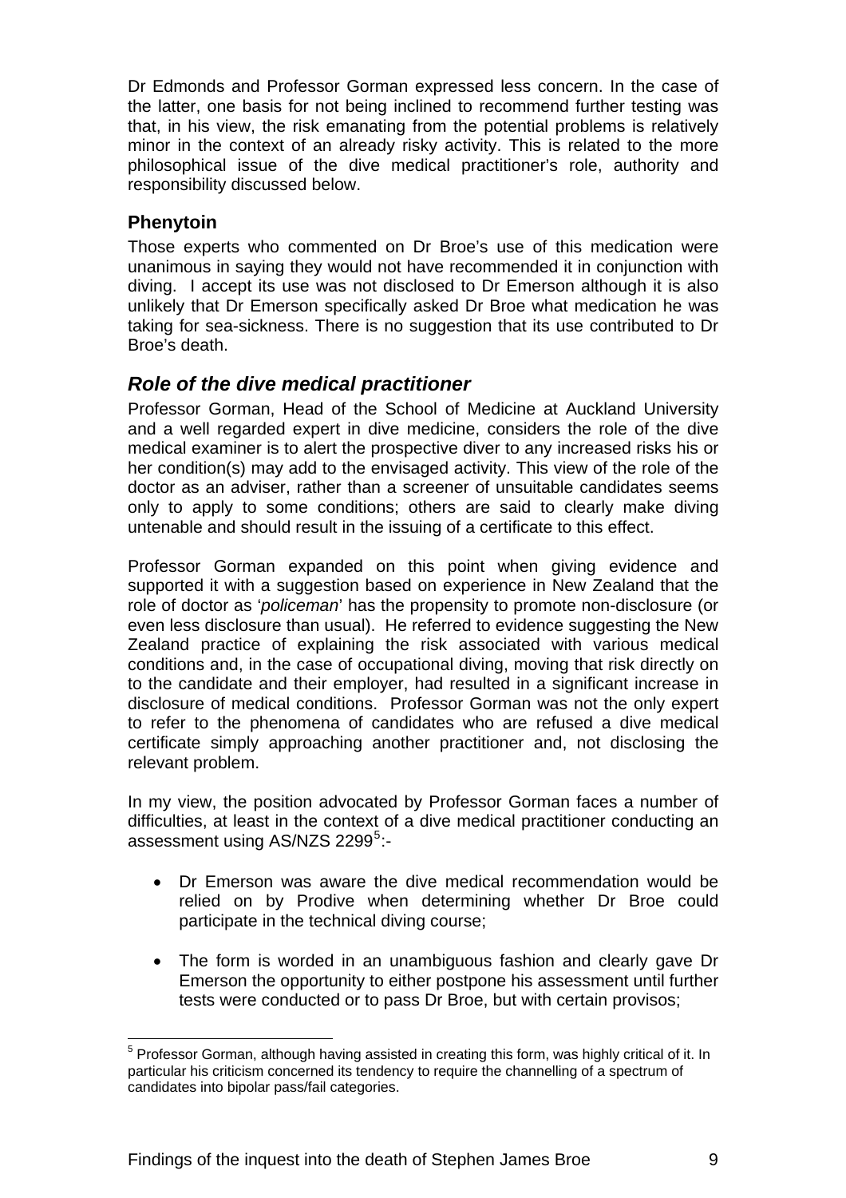Dr Edmonds and Professor Gorman expressed less concern. In the case of the latter, one basis for not being inclined to recommend further testing was that, in his view, the risk emanating from the potential problems is relatively minor in the context of an already risky activity. This is related to the more philosophical issue of the dive medical practitioner's role, authority and responsibility discussed below.

### Phenytoin

Those experts who commented on Dr Broe's use of this medication were unanimous in saying they would not have recommended it in conjunction with diving. I accept its use was not disclosed to Dr Emerson although it is also unlikely that Dr Emerson specifically asked Dr Broe what medication he was taking for sea-sickness. There is no suggestion that its use contributed to Dr Broe's death.

## *Role of the dive medical practitioner*

Professor Gorman, Head of the School of Medicine at Auckland University and a well regarded expert in dive medicine, considers the role of the dive medical examiner is to alert the prospective diver to any increased risks his or her condition(s) may add to the envisaged activity. This view of the role of the doctor as an adviser, rather than a screener of unsuitable candidates seems only to apply to some conditions; others are said to clearly make diving untenable and should result in the issuing of a certificate to this effect.

Professor Gorman expanded on this point when giving evidence and supported it with a suggestion based on experience in New Zealand that the role of doctor as '*policeman*' has the propensity to promote non-disclosure (or even less disclosure than usual). He referred to evidence suggesting the New Zealand practice of explaining the risk associated with various medical conditions and, in the case of occupational diving, moving that risk directly on to the candidate and their employer, had resulted in a significant increase in disclosure of medical conditions. Professor Gorman was not the only expert to refer to the phenomena of candidates who are refused a dive medical certificate simply approaching another practitioner and, not disclosing the relevant problem.

In my view, the position advocated by Professor Gorman faces a number of difficulties, at least in the context of a dive medical practitioner conducting an assessment using AS/NZS 2299[5]:-

- Dr Emerson was aware the dive medical recommendation would be relied on by Prodive when determining whether Dr Broe could participate in the technical diving course;
- The form is worded in an unambiguous fashion and clearly gave Dr Emerson the opportunity to either postpone his assessment until further tests were conducted or to pass Dr Broe, but with certain provisos;

[5] Professor Gorman, although having assisted in creating this form, was highly critical of it. In particular his criticism concerned its tendency to require the channelling of a spectrum of candidates into bipolar pass/fail categories.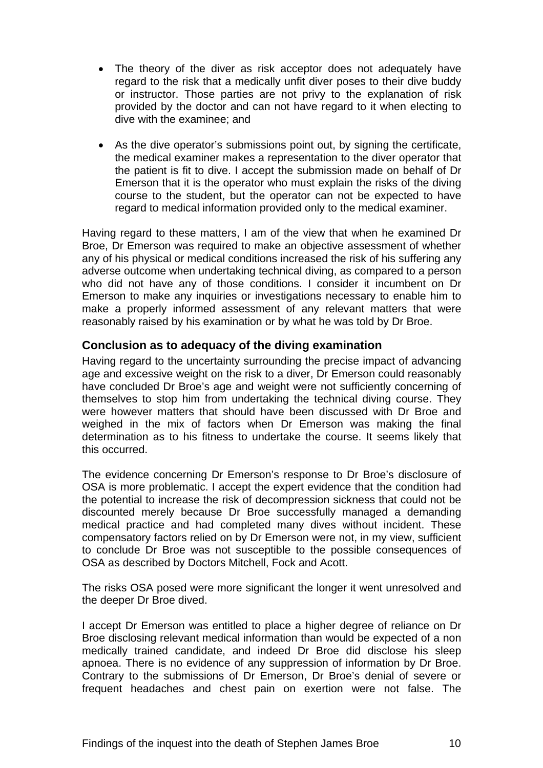- The theory of the diver as risk acceptor does not adequately have regard to the risk that a medically unfit diver poses to their dive buddy or instructor. Those parties are not privy to the explanation of risk provided by the doctor and can not have regard to it when electing to dive with the examinee; and

- As the dive operator's submissions point out, by signing the certificate, the medical examiner makes a representation to the diver operator that the patient is fit to dive. I accept the submission made on behalf of Dr Emerson that it is the operator who must explain the risks of the diving course to the student, but the operator can not be expected to have regard to medical information provided only to the medical examiner.

Having regard to these matters, I am of the view that when he examined Dr Broe, Dr Emerson was required to make an objective assessment of whether any of his physical or medical conditions increased the risk of his suffering any adverse outcome when undertaking technical diving, as compared to a person who did not have any of those conditions. I consider it incumbent on Dr Emerson to make any inquiries or investigations necessary to enable him to make a properly informed assessment of any relevant matters that were reasonably raised by his examination or by what he was told by Dr Broe.

### Conclusion as to adequacy of the diving examination

Having regard to the uncertainty surrounding the precise impact of advancing age and excessive weight on the risk to a diver, Dr Emerson could reasonably have concluded Dr Broe's age and weight were not sufficiently concerning of themselves to stop him from undertaking the technical diving course. They were however matters that should have been discussed with Dr Broe and weighed in the mix of factors when Dr Emerson was making the final determination as to his fitness to undertake the course. It seems likely that this occurred.

The evidence concerning Dr Emerson's response to Dr Broe's disclosure of OSA is more problematic. I accept the expert evidence that the condition had the potential to increase the risk of decompression sickness that could not be discounted merely because Dr Broe successfully managed a demanding medical practice and had completed many dives without incident. These compensatory factors relied on by Dr Emerson were not, in my view, sufficient to conclude Dr Broe was not susceptible to the possible consequences of OSA as described by Doctors Mitchell, Fock and Acott.

The risks OSA posed were more significant the longer it went unresolved and the deeper Dr Broe dived.

I accept Dr Emerson was entitled to place a higher degree of reliance on Dr Broe disclosing relevant medical information than would be expected of a non medically trained candidate, and indeed Dr Broe did disclose his sleep apnoea. There is no evidence of any suppression of information by Dr Broe. Contrary to the submissions of Dr Emerson, Dr Broe's denial of severe or frequent headaches and chest pain on exertion were not false. The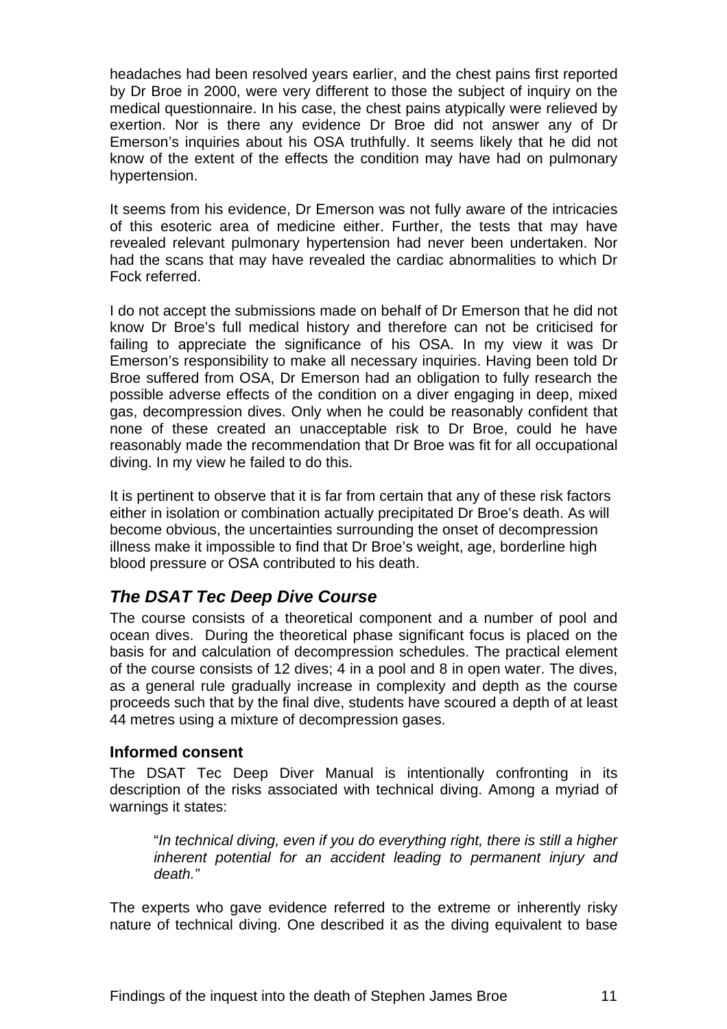headaches had been resolved years earlier, and the chest pains first reported by Dr Broe in 2000, were very different to those the subject of inquiry on the medical questionnaire. In his case, the chest pains atypically were relieved by exertion. Nor is there any evidence Dr Broe did not answer any of Dr Emerson's inquiries about his OSA truthfully. It seems likely that he did not know of the extent of the effects the condition may have had on pulmonary hypertension.

It seems from his evidence, Dr Emerson was not fully aware of the intricacies of this esoteric area of medicine either. Further, the tests that may have revealed relevant pulmonary hypertension had never been undertaken. Nor had the scans that may have revealed the cardiac abnormalities to which Dr Fock referred.

I do not accept the submissions made on behalf of Dr Emerson that he did not know Dr Broe's full medical history and therefore can not be criticised for failing to appreciate the significance of his OSA. In my view it was Dr Emerson's responsibility to make all necessary inquiries. Having been told Dr Broe suffered from OSA, Dr Emerson had an obligation to fully research the possible adverse effects of the condition on a diver engaging in deep, mixed gas, decompression dives. Only when he could be reasonably confident that none of these created an unacceptable risk to Dr Broe, could he have reasonably made the recommendation that Dr Broe was fit for all occupational diving. In my view he failed to do this.

It is pertinent to observe that it is far from certain that any of these risk factors either in isolation or combination actually precipitated Dr Broe's death. As will become obvious, the uncertainties surrounding the onset of decompression illness make it impossible to find that Dr Broe's weight, age, borderline high blood pressure or OSA contributed to his death.

## *The DSAT Tec Deep Dive Course*

The course consists of a theoretical component and a number of pool and ocean dives. During the theoretical phase significant focus is placed on the basis for and calculation of decompression schedules. The practical element of the course consists of 12 dives; 4 in a pool and 8 in open water. The dives, as a general rule gradually increase in complexity and depth as the course proceeds such that by the final dive, students have scoured a depth of at least 44 metres using a mixture of decompression gases.

### Informed consent

The DSAT Tec Deep Diver Manual is intentionally confronting in its description of the risks associated with technical diving. Among a myriad of warnings it states:

> "*In technical diving, even if you do everything right, there is still a higher inherent potential for an accident leading to permanent injury and death."*

The experts who gave evidence referred to the extreme or inherently risky nature of technical diving. One described it as the diving equivalent to base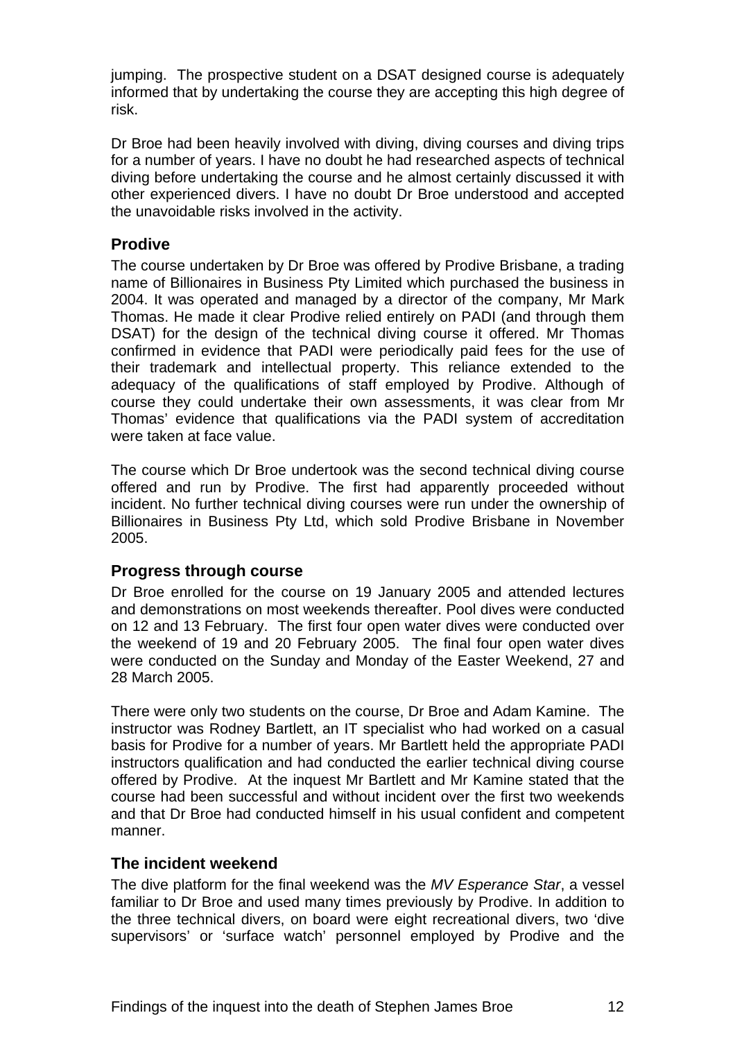jumping. The prospective student on a DSAT designed course is adequately informed that by undertaking the course they are accepting this high degree of risk.

Dr Broe had been heavily involved with diving, diving courses and diving trips for a number of years. I have no doubt he had researched aspects of technical diving before undertaking the course and he almost certainly discussed it with other experienced divers. I have no doubt Dr Broe understood and accepted the unavoidable risks involved in the activity.

## Prodive

The course undertaken by Dr Broe was offered by Prodive Brisbane, a trading name of Billionaires in Business Pty Limited which purchased the business in 2004. It was operated and managed by a director of the company, Mr Mark Thomas. He made it clear Prodive relied entirely on PADI (and through them DSAT) for the design of the technical diving course it offered. Mr Thomas confirmed in evidence that PADI were periodically paid fees for the use of their trademark and intellectual property. This reliance extended to the adequacy of the qualifications of staff employed by Prodive. Although of course they could undertake their own assessments, it was clear from Mr Thomas' evidence that qualifications via the PADI system of accreditation were taken at face value.

The course which Dr Broe undertook was the second technical diving course offered and run by Prodive. The first had apparently proceeded without incident. No further technical diving courses were run under the ownership of Billionaires in Business Pty Ltd, which sold Prodive Brisbane in November 2005.

## Progress through course

Dr Broe enrolled for the course on 19 January 2005 and attended lectures and demonstrations on most weekends thereafter. Pool dives were conducted on 12 and 13 February. The first four open water dives were conducted over the weekend of 19 and 20 February 2005. The final four open water dives were conducted on the Sunday and Monday of the Easter Weekend, 27 and 28 March 2005.

There were only two students on the course, Dr Broe and Adam Kamine. The instructor was Rodney Bartlett, an IT specialist who had worked on a casual basis for Prodive for a number of years. Mr Bartlett held the appropriate PADI instructors qualification and had conducted the earlier technical diving course offered by Prodive. At the inquest Mr Bartlett and Mr Kamine stated that the course had been successful and without incident over the first two weekends and that Dr Broe had conducted himself in his usual confident and competent manner.

## The incident weekend

The dive platform for the final weekend was the *MV Esperance Star*, a vessel familiar to Dr Broe and used many times previously by Prodive. In addition to the three technical divers, on board were eight recreational divers, two 'dive supervisors' or 'surface watch' personnel employed by Prodive and the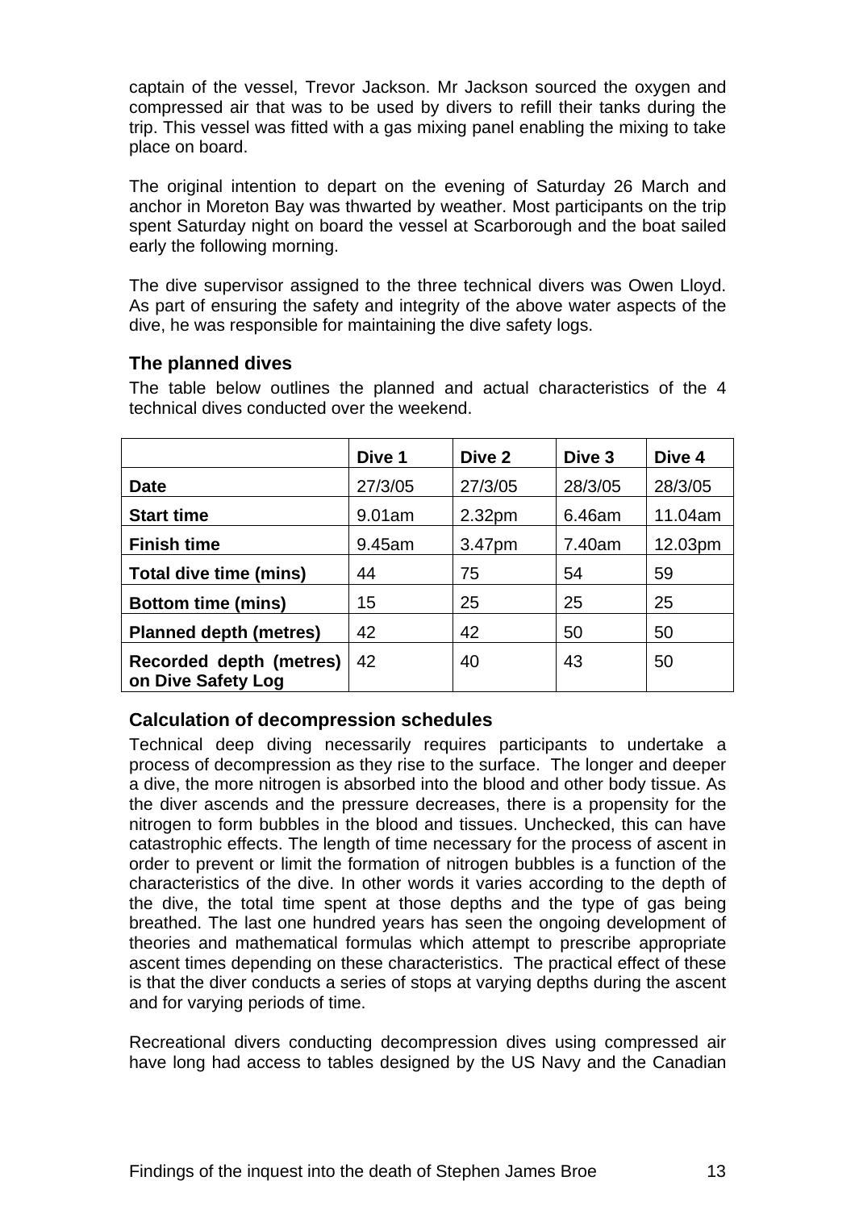captain of the vessel, Trevor Jackson. Mr Jackson sourced the oxygen and compressed air that was to be used by divers to refill their tanks during the trip. This vessel was fitted with a gas mixing panel enabling the mixing to take place on board.

The original intention to depart on the evening of Saturday 26 March and anchor in Moreton Bay was thwarted by weather. Most participants on the trip spent Saturday night on board the vessel at Scarborough and the boat sailed early the following morning.

The dive supervisor assigned to the three technical divers was Owen Lloyd. As part of ensuring the safety and integrity of the above water aspects of the dive, he was responsible for maintaining the dive safety logs.

### The planned dives

The table below outlines the planned and actual characteristics of the 4 technical dives conducted over the weekend.

| | Dive 1 | Dive 2 | Dive 3 | Dive 4 |
|---|---|---|---|---|
| **Date** | 27/3/05 | 27/3/05 | 28/3/05 | 28/3/05 |
| **Start time** | 9.01am | 2.32pm | 6.46am | 11.04am |
| **Finish time** | 9.45am | 3.47pm | 7.40am | 12.03pm |
| **Total dive time (mins)** | 44 | 75 | 54 | 59 |
| **Bottom time (mins)** | 15 | 25 | 25 | 25 |
| **Planned depth (metres)** | 42 | 42 | 50 | 50 |
| **Recorded depth (metres) on Dive Safety Log** | 42 | 40 | 43 | 50 |

### Calculation of decompression schedules

Technical deep diving necessarily requires participants to undertake a process of decompression as they rise to the surface. The longer and deeper a dive, the more nitrogen is absorbed into the blood and other body tissue. As the diver ascends and the pressure decreases, there is a propensity for the nitrogen to form bubbles in the blood and tissues. Unchecked, this can have catastrophic effects. The length of time necessary for the process of ascent in order to prevent or limit the formation of nitrogen bubbles is a function of the characteristics of the dive. In other words it varies according to the depth of the dive, the total time spent at those depths and the type of gas being breathed. The last one hundred years has seen the ongoing development of theories and mathematical formulas which attempt to prescribe appropriate ascent times depending on these characteristics. The practical effect of these is that the diver conducts a series of stops at varying depths during the ascent and for varying periods of time.

Recreational divers conducting decompression dives using compressed air have long had access to tables designed by the US Navy and the Canadian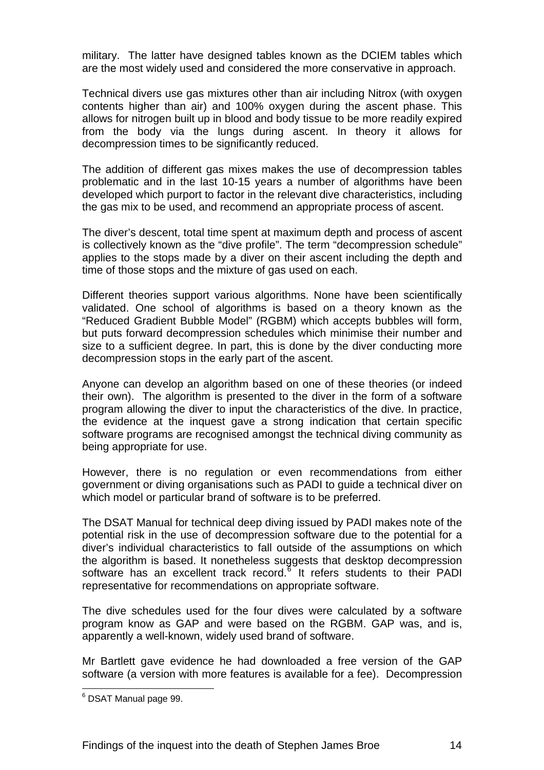military. The latter have designed tables known as the DCIEM tables which are the most widely used and considered the more conservative in approach.

Technical divers use gas mixtures other than air including Nitrox (with oxygen contents higher than air) and 100% oxygen during the ascent phase. This allows for nitrogen built up in blood and body tissue to be more readily expired from the body via the lungs during ascent. In theory it allows for decompression times to be significantly reduced.

The addition of different gas mixes makes the use of decompression tables problematic and in the last 10-15 years a number of algorithms have been developed which purport to factor in the relevant dive characteristics, including the gas mix to be used, and recommend an appropriate process of ascent.

The diver's descent, total time spent at maximum depth and process of ascent is collectively known as the "dive profile". The term "decompression schedule" applies to the stops made by a diver on their ascent including the depth and time of those stops and the mixture of gas used on each.

Different theories support various algorithms. None have been scientifically validated. One school of algorithms is based on a theory known as the "Reduced Gradient Bubble Model" (RGBM) which accepts bubbles will form, but puts forward decompression schedules which minimise their number and size to a sufficient degree. In part, this is done by the diver conducting more decompression stops in the early part of the ascent.

Anyone can develop an algorithm based on one of these theories (or indeed their own). The algorithm is presented to the diver in the form of a software program allowing the diver to input the characteristics of the dive. In practice, the evidence at the inquest gave a strong indication that certain specific software programs are recognised amongst the technical diving community as being appropriate for use.

However, there is no regulation or even recommendations from either government or diving organisations such as PADI to guide a technical diver on which model or particular brand of software is to be preferred.

The DSAT Manual for technical deep diving issued by PADI makes note of the potential risk in the use of decompression software due to the potential for a diver's individual characteristics to fall outside of the assumptions on which the algorithm is based. It nonetheless suggests that desktop decompression software has an excellent track record.[6] It refers students to their PADI representative for recommendations on appropriate software.

The dive schedules used for the four dives were calculated by a software program know as GAP and were based on the RGBM. GAP was, and is, apparently a well-known, widely used brand of software.

Mr Bartlett gave evidence he had downloaded a free version of the GAP software (a version with more features is available for a fee). Decompression

[6] DSAT Manual page 99.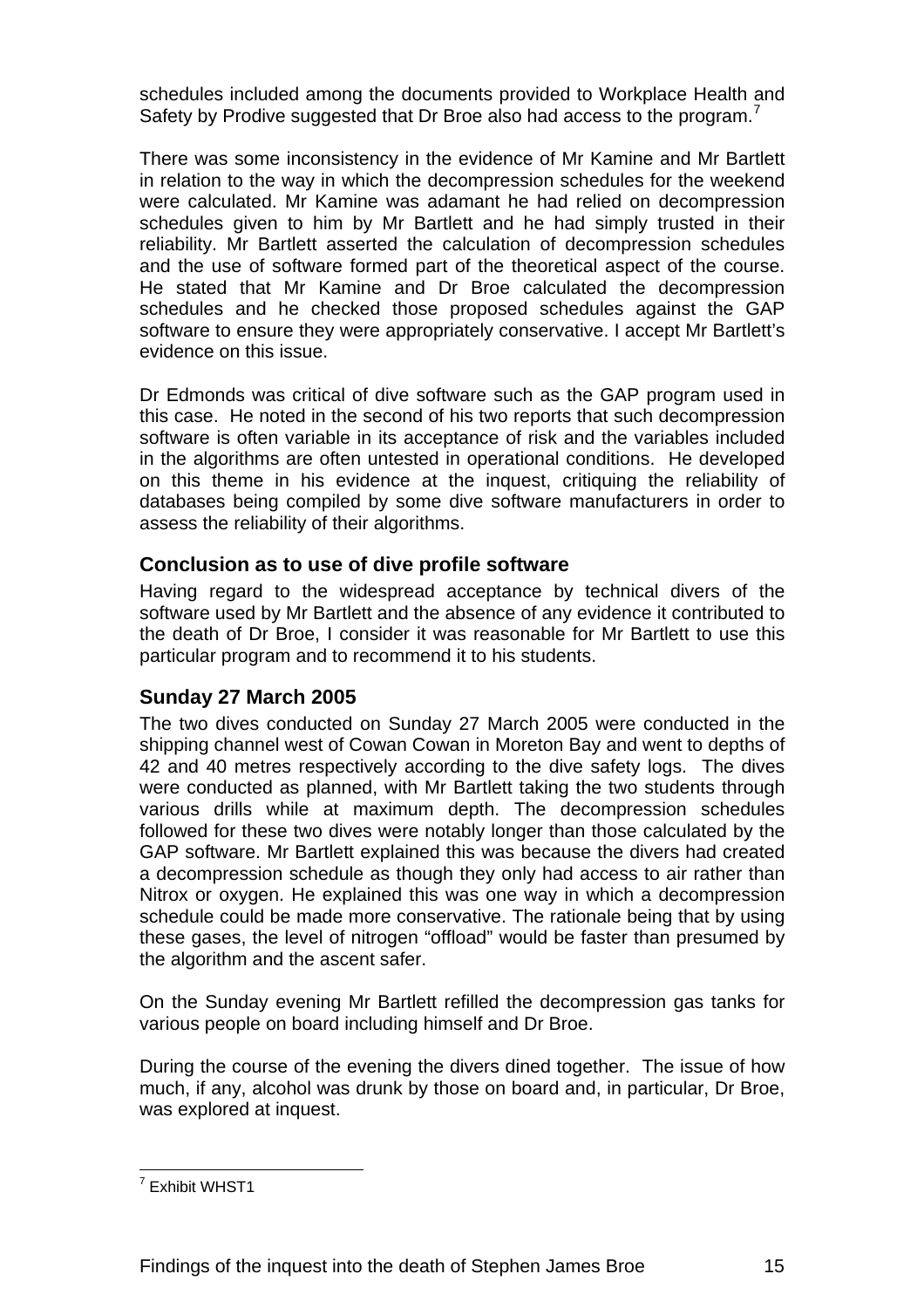schedules included among the documents provided to Workplace Health and Safety by Prodive suggested that Dr Broe also had access to the program.[7]

There was some inconsistency in the evidence of Mr Kamine and Mr Bartlett in relation to the way in which the decompression schedules for the weekend were calculated. Mr Kamine was adamant he had relied on decompression schedules given to him by Mr Bartlett and he had simply trusted in their reliability. Mr Bartlett asserted the calculation of decompression schedules and the use of software formed part of the theoretical aspect of the course. He stated that Mr Kamine and Dr Broe calculated the decompression schedules and he checked those proposed schedules against the GAP software to ensure they were appropriately conservative. I accept Mr Bartlett's evidence on this issue.

Dr Edmonds was critical of dive software such as the GAP program used in this case. He noted in the second of his two reports that such decompression software is often variable in its acceptance of risk and the variables included in the algorithms are often untested in operational conditions. He developed on this theme in his evidence at the inquest, critiquing the reliability of databases being compiled by some dive software manufacturers in order to assess the reliability of their algorithms.

### Conclusion as to use of dive profile software

Having regard to the widespread acceptance by technical divers of the software used by Mr Bartlett and the absence of any evidence it contributed to the death of Dr Broe, I consider it was reasonable for Mr Bartlett to use this particular program and to recommend it to his students.

### Sunday 27 March 2005

The two dives conducted on Sunday 27 March 2005 were conducted in the shipping channel west of Cowan Cowan in Moreton Bay and went to depths of 42 and 40 metres respectively according to the dive safety logs. The dives were conducted as planned, with Mr Bartlett taking the two students through various drills while at maximum depth. The decompression schedules followed for these two dives were notably longer than those calculated by the GAP software. Mr Bartlett explained this was because the divers had created a decompression schedule as though they only had access to air rather than Nitrox or oxygen. He explained this was one way in which a decompression schedule could be made more conservative. The rationale being that by using these gases, the level of nitrogen "offload" would be faster than presumed by the algorithm and the ascent safer.

On the Sunday evening Mr Bartlett refilled the decompression gas tanks for various people on board including himself and Dr Broe.

During the course of the evening the divers dined together. The issue of how much, if any, alcohol was drunk by those on board and, in particular, Dr Broe, was explored at inquest.

---

[7] Exhibit WHST1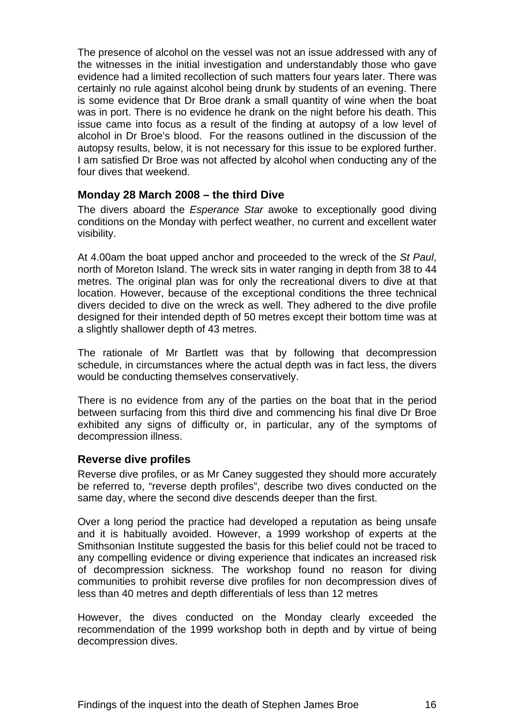The presence of alcohol on the vessel was not an issue addressed with any of the witnesses in the initial investigation and understandably those who gave evidence had a limited recollection of such matters four years later. There was certainly no rule against alcohol being drunk by students of an evening. There is some evidence that Dr Broe drank a small quantity of wine when the boat was in port. There is no evidence he drank on the night before his death. This issue came into focus as a result of the finding at autopsy of a low level of alcohol in Dr Broe's blood. For the reasons outlined in the discussion of the autopsy results, below, it is not necessary for this issue to be explored further. I am satisfied Dr Broe was not affected by alcohol when conducting any of the four dives that weekend.

### Monday 28 March 2008 – the third Dive

The divers aboard the *Esperance Star* awoke to exceptionally good diving conditions on the Monday with perfect weather, no current and excellent water visibility.

At 4.00am the boat upped anchor and proceeded to the wreck of the *St Paul*, north of Moreton Island. The wreck sits in water ranging in depth from 38 to 44 metres. The original plan was for only the recreational divers to dive at that location. However, because of the exceptional conditions the three technical divers decided to dive on the wreck as well. They adhered to the dive profile designed for their intended depth of 50 metres except their bottom time was at a slightly shallower depth of 43 metres.

The rationale of Mr Bartlett was that by following that decompression schedule, in circumstances where the actual depth was in fact less, the divers would be conducting themselves conservatively.

There is no evidence from any of the parties on the boat that in the period between surfacing from this third dive and commencing his final dive Dr Broe exhibited any signs of difficulty or, in particular, any of the symptoms of decompression illness.

### Reverse dive profiles

Reverse dive profiles, or as Mr Caney suggested they should more accurately be referred to, "reverse depth profiles", describe two dives conducted on the same day, where the second dive descends deeper than the first.

Over a long period the practice had developed a reputation as being unsafe and it is habitually avoided. However, a 1999 workshop of experts at the Smithsonian Institute suggested the basis for this belief could not be traced to any compelling evidence or diving experience that indicates an increased risk of decompression sickness. The workshop found no reason for diving communities to prohibit reverse dive profiles for non decompression dives of less than 40 metres and depth differentials of less than 12 metres

However, the dives conducted on the Monday clearly exceeded the recommendation of the 1999 workshop both in depth and by virtue of being decompression dives.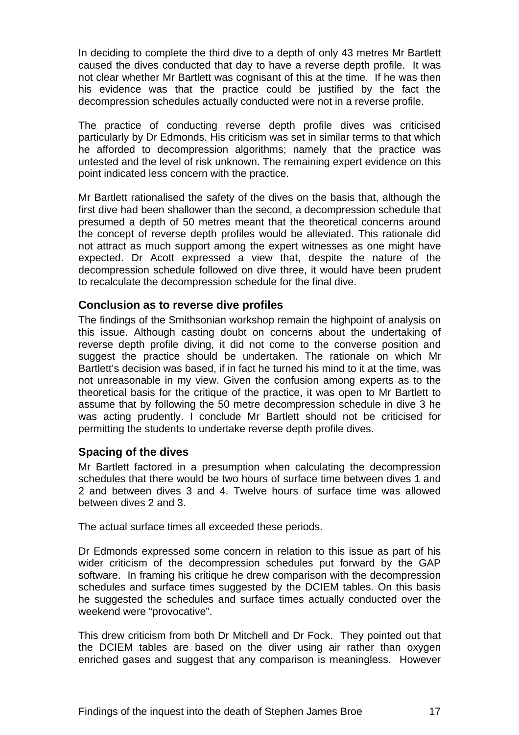In deciding to complete the third dive to a depth of only 43 metres Mr Bartlett caused the dives conducted that day to have a reverse depth profile. It was not clear whether Mr Bartlett was cognisant of this at the time. If he was then his evidence was that the practice could be justified by the fact the decompression schedules actually conducted were not in a reverse profile.

The practice of conducting reverse depth profile dives was criticised particularly by Dr Edmonds. His criticism was set in similar terms to that which he afforded to decompression algorithms; namely that the practice was untested and the level of risk unknown. The remaining expert evidence on this point indicated less concern with the practice.

Mr Bartlett rationalised the safety of the dives on the basis that, although the first dive had been shallower than the second, a decompression schedule that presumed a depth of 50 metres meant that the theoretical concerns around the concept of reverse depth profiles would be alleviated. This rationale did not attract as much support among the expert witnesses as one might have expected. Dr Acott expressed a view that, despite the nature of the decompression schedule followed on dive three, it would have been prudent to recalculate the decompression schedule for the final dive.

### Conclusion as to reverse dive profiles

The findings of the Smithsonian workshop remain the highpoint of analysis on this issue. Although casting doubt on concerns about the undertaking of reverse depth profile diving, it did not come to the converse position and suggest the practice should be undertaken. The rationale on which Mr Bartlett's decision was based, if in fact he turned his mind to it at the time, was not unreasonable in my view. Given the confusion among experts as to the theoretical basis for the critique of the practice, it was open to Mr Bartlett to assume that by following the 50 metre decompression schedule in dive 3 he was acting prudently. I conclude Mr Bartlett should not be criticised for permitting the students to undertake reverse depth profile dives.

### Spacing of the dives

Mr Bartlett factored in a presumption when calculating the decompression schedules that there would be two hours of surface time between dives 1 and 2 and between dives 3 and 4. Twelve hours of surface time was allowed between dives 2 and 3.

The actual surface times all exceeded these periods.

Dr Edmonds expressed some concern in relation to this issue as part of his wider criticism of the decompression schedules put forward by the GAP software. In framing his critique he drew comparison with the decompression schedules and surface times suggested by the DCIEM tables. On this basis he suggested the schedules and surface times actually conducted over the weekend were "provocative".

This drew criticism from both Dr Mitchell and Dr Fock. They pointed out that the DCIEM tables are based on the diver using air rather than oxygen enriched gases and suggest that any comparison is meaningless. However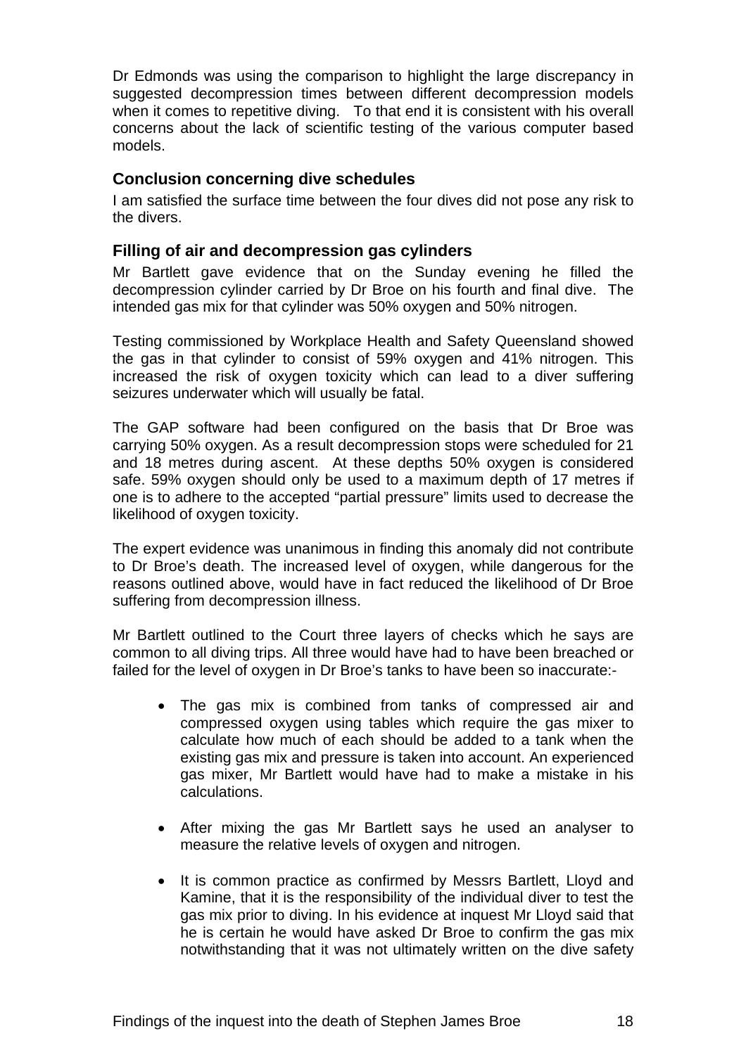Dr Edmonds was using the comparison to highlight the large discrepancy in suggested decompression times between different decompression models when it comes to repetitive diving. To that end it is consistent with his overall concerns about the lack of scientific testing of the various computer based models.

### Conclusion concerning dive schedules

I am satisfied the surface time between the four dives did not pose any risk to the divers.

### Filling of air and decompression gas cylinders

Mr Bartlett gave evidence that on the Sunday evening he filled the decompression cylinder carried by Dr Broe on his fourth and final dive. The intended gas mix for that cylinder was 50% oxygen and 50% nitrogen.

Testing commissioned by Workplace Health and Safety Queensland showed the gas in that cylinder to consist of 59% oxygen and 41% nitrogen. This increased the risk of oxygen toxicity which can lead to a diver suffering seizures underwater which will usually be fatal.

The GAP software had been configured on the basis that Dr Broe was carrying 50% oxygen. As a result decompression stops were scheduled for 21 and 18 metres during ascent. At these depths 50% oxygen is considered safe. 59% oxygen should only be used to a maximum depth of 17 metres if one is to adhere to the accepted "partial pressure" limits used to decrease the likelihood of oxygen toxicity.

The expert evidence was unanimous in finding this anomaly did not contribute to Dr Broe's death. The increased level of oxygen, while dangerous for the reasons outlined above, would have in fact reduced the likelihood of Dr Broe suffering from decompression illness.

Mr Bartlett outlined to the Court three layers of checks which he says are common to all diving trips. All three would have had to have been breached or failed for the level of oxygen in Dr Broe's tanks to have been so inaccurate:-

- The gas mix is combined from tanks of compressed air and compressed oxygen using tables which require the gas mixer to calculate how much of each should be added to a tank when the existing gas mix and pressure is taken into account. An experienced gas mixer, Mr Bartlett would have had to make a mistake in his calculations.

- After mixing the gas Mr Bartlett says he used an analyser to measure the relative levels of oxygen and nitrogen.

- It is common practice as confirmed by Messrs Bartlett, Lloyd and Kamine, that it is the responsibility of the individual diver to test the gas mix prior to diving. In his evidence at inquest Mr Lloyd said that he is certain he would have asked Dr Broe to confirm the gas mix notwithstanding that it was not ultimately written on the dive safety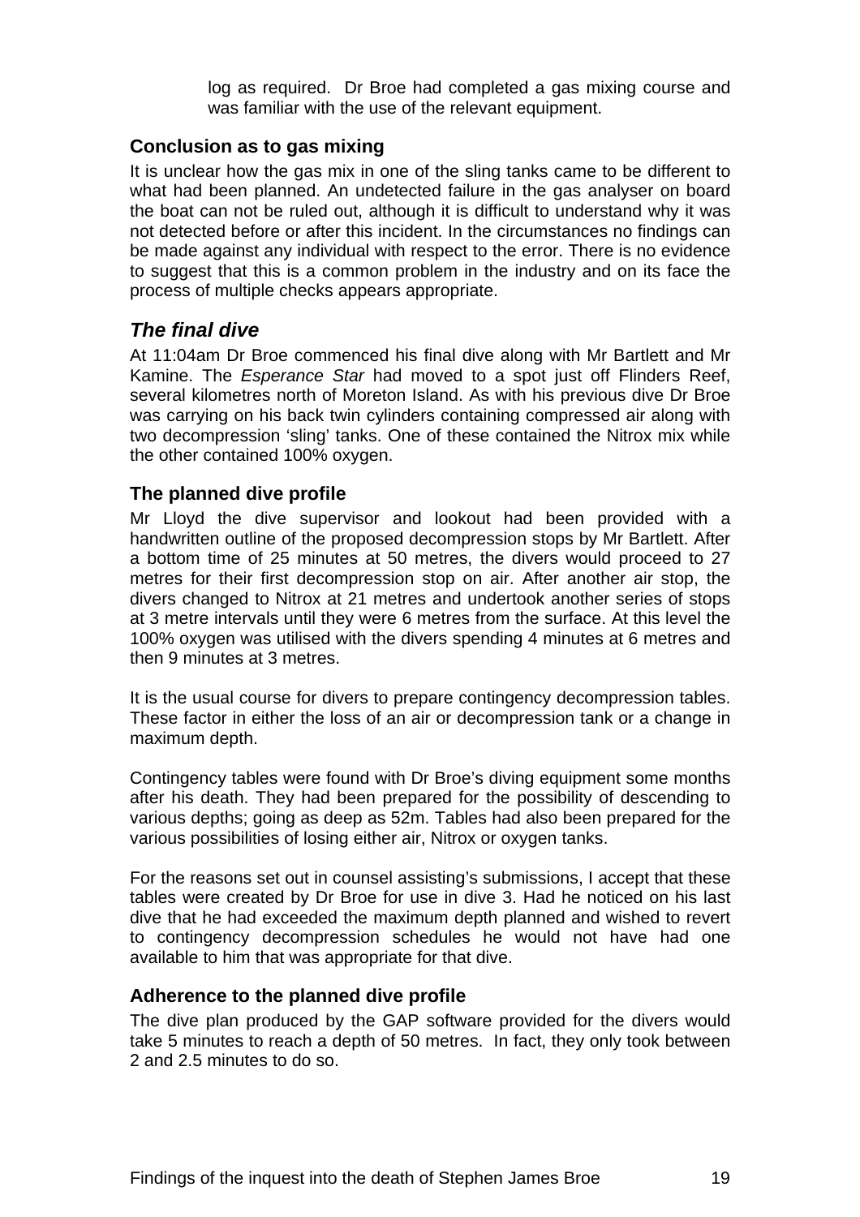log as required. Dr Broe had completed a gas mixing course and was familiar with the use of the relevant equipment.

### Conclusion as to gas mixing

It is unclear how the gas mix in one of the sling tanks came to be different to what had been planned. An undetected failure in the gas analyser on board the boat can not be ruled out, although it is difficult to understand why it was not detected before or after this incident. In the circumstances no findings can be made against any individual with respect to the error. There is no evidence to suggest that this is a common problem in the industry and on its face the process of multiple checks appears appropriate.

## *The final dive*

At 11:04am Dr Broe commenced his final dive along with Mr Bartlett and Mr Kamine. The *Esperance Star* had moved to a spot just off Flinders Reef, several kilometres north of Moreton Island. As with his previous dive Dr Broe was carrying on his back twin cylinders containing compressed air along with two decompression 'sling' tanks. One of these contained the Nitrox mix while the other contained 100% oxygen.

### The planned dive profile

Mr Lloyd the dive supervisor and lookout had been provided with a handwritten outline of the proposed decompression stops by Mr Bartlett. After a bottom time of 25 minutes at 50 metres, the divers would proceed to 27 metres for their first decompression stop on air. After another air stop, the divers changed to Nitrox at 21 metres and undertook another series of stops at 3 metre intervals until they were 6 metres from the surface. At this level the 100% oxygen was utilised with the divers spending 4 minutes at 6 metres and then 9 minutes at 3 metres.

It is the usual course for divers to prepare contingency decompression tables. These factor in either the loss of an air or decompression tank or a change in maximum depth.

Contingency tables were found with Dr Broe's diving equipment some months after his death. They had been prepared for the possibility of descending to various depths; going as deep as 52m. Tables had also been prepared for the various possibilities of losing either air, Nitrox or oxygen tanks.

For the reasons set out in counsel assisting's submissions, I accept that these tables were created by Dr Broe for use in dive 3. Had he noticed on his last dive that he had exceeded the maximum depth planned and wished to revert to contingency decompression schedules he would not have had one available to him that was appropriate for that dive.

### Adherence to the planned dive profile

The dive plan produced by the GAP software provided for the divers would take 5 minutes to reach a depth of 50 metres. In fact, they only took between 2 and 2.5 minutes to do so.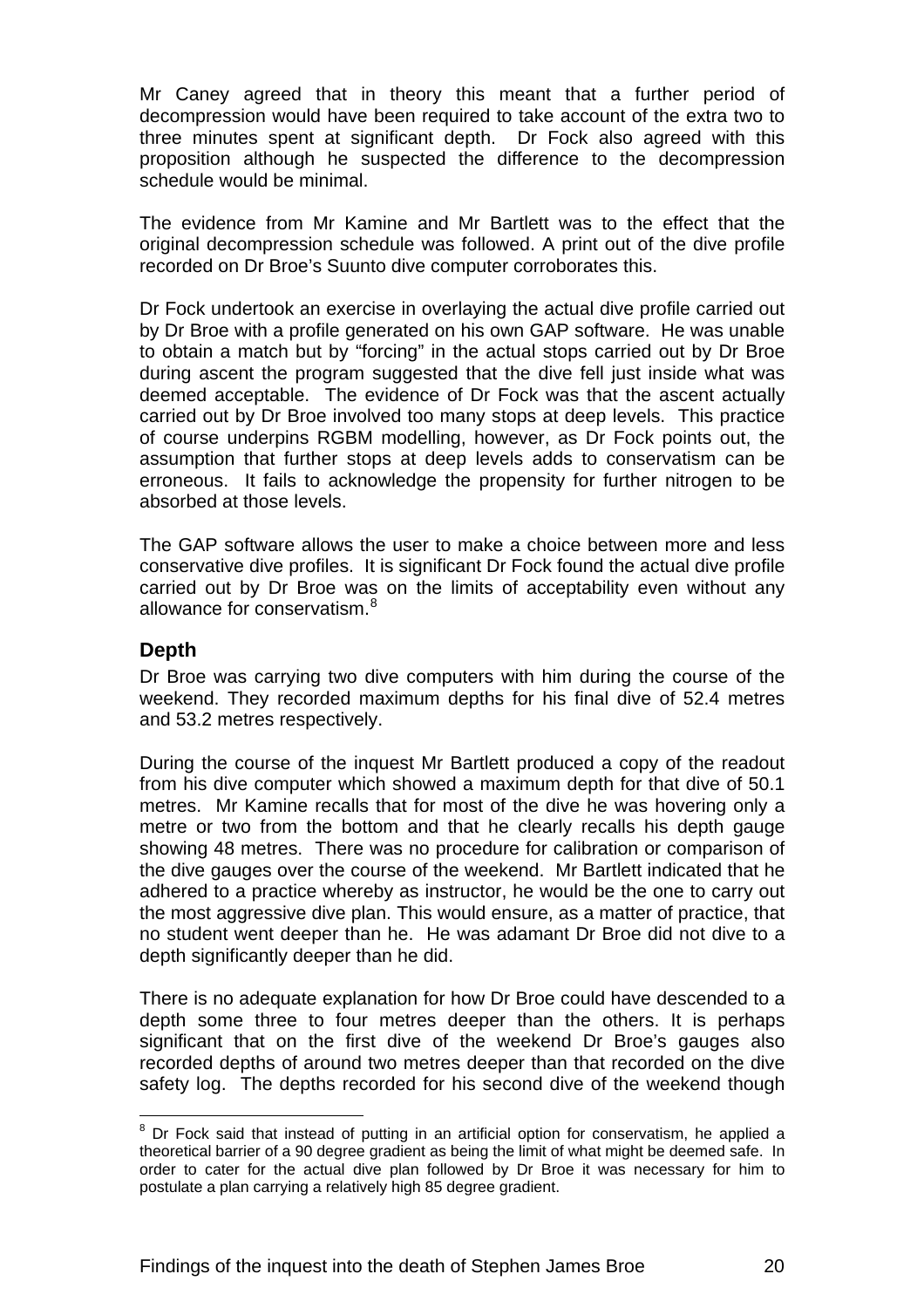Mr Caney agreed that in theory this meant that a further period of decompression would have been required to take account of the extra two to three minutes spent at significant depth. Dr Fock also agreed with this proposition although he suspected the difference to the decompression schedule would be minimal.

The evidence from Mr Kamine and Mr Bartlett was to the effect that the original decompression schedule was followed. A print out of the dive profile recorded on Dr Broe's Suunto dive computer corroborates this.

Dr Fock undertook an exercise in overlaying the actual dive profile carried out by Dr Broe with a profile generated on his own GAP software. He was unable to obtain a match but by "forcing" in the actual stops carried out by Dr Broe during ascent the program suggested that the dive fell just inside what was deemed acceptable. The evidence of Dr Fock was that the ascent actually carried out by Dr Broe involved too many stops at deep levels. This practice of course underpins RGBM modelling, however, as Dr Fock points out, the assumption that further stops at deep levels adds to conservatism can be erroneous. It fails to acknowledge the propensity for further nitrogen to be absorbed at those levels.

The GAP software allows the user to make a choice between more and less conservative dive profiles. It is significant Dr Fock found the actual dive profile carried out by Dr Broe was on the limits of acceptability even without any allowance for conservatism.[8]

## Depth

Dr Broe was carrying two dive computers with him during the course of the weekend. They recorded maximum depths for his final dive of 52.4 metres and 53.2 metres respectively.

During the course of the inquest Mr Bartlett produced a copy of the readout from his dive computer which showed a maximum depth for that dive of 50.1 metres. Mr Kamine recalls that for most of the dive he was hovering only a metre or two from the bottom and that he clearly recalls his depth gauge showing 48 metres. There was no procedure for calibration or comparison of the dive gauges over the course of the weekend. Mr Bartlett indicated that he adhered to a practice whereby as instructor, he would be the one to carry out the most aggressive dive plan. This would ensure, as a matter of practice, that no student went deeper than he. He was adamant Dr Broe did not dive to a depth significantly deeper than he did.

There is no adequate explanation for how Dr Broe could have descended to a depth some three to four metres deeper than the others. It is perhaps significant that on the first dive of the weekend Dr Broe's gauges also recorded depths of around two metres deeper than that recorded on the dive safety log. The depths recorded for his second dive of the weekend though

---

[8] Dr Fock said that instead of putting in an artificial option for conservatism, he applied a theoretical barrier of a 90 degree gradient as being the limit of what might be deemed safe. In order to cater for the actual dive plan followed by Dr Broe it was necessary for him to postulate a plan carrying a relatively high 85 degree gradient.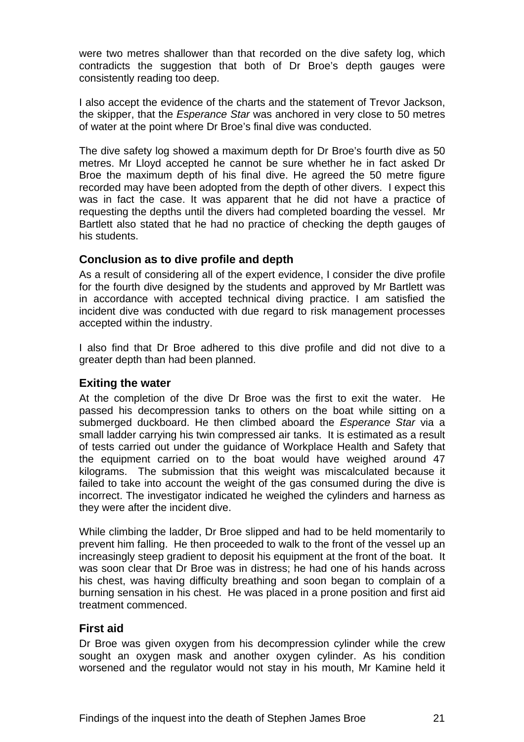were two metres shallower than that recorded on the dive safety log, which contradicts the suggestion that both of Dr Broe's depth gauges were consistently reading too deep.

I also accept the evidence of the charts and the statement of Trevor Jackson, the skipper, that the *Esperance Star* was anchored in very close to 50 metres of water at the point where Dr Broe's final dive was conducted.

The dive safety log showed a maximum depth for Dr Broe's fourth dive as 50 metres. Mr Lloyd accepted he cannot be sure whether he in fact asked Dr Broe the maximum depth of his final dive. He agreed the 50 metre figure recorded may have been adopted from the depth of other divers. I expect this was in fact the case. It was apparent that he did not have a practice of requesting the depths until the divers had completed boarding the vessel. Mr Bartlett also stated that he had no practice of checking the depth gauges of his students.

### Conclusion as to dive profile and depth

As a result of considering all of the expert evidence, I consider the dive profile for the fourth dive designed by the students and approved by Mr Bartlett was in accordance with accepted technical diving practice. I am satisfied the incident dive was conducted with due regard to risk management processes accepted within the industry.

I also find that Dr Broe adhered to this dive profile and did not dive to a greater depth than had been planned.

### Exiting the water

At the completion of the dive Dr Broe was the first to exit the water. He passed his decompression tanks to others on the boat while sitting on a submerged duckboard. He then climbed aboard the *Esperance Star* via a small ladder carrying his twin compressed air tanks. It is estimated as a result of tests carried out under the guidance of Workplace Health and Safety that the equipment carried on to the boat would have weighed around 47 kilograms. The submission that this weight was miscalculated because it failed to take into account the weight of the gas consumed during the dive is incorrect. The investigator indicated he weighed the cylinders and harness as they were after the incident dive.

While climbing the ladder, Dr Broe slipped and had to be held momentarily to prevent him falling. He then proceeded to walk to the front of the vessel up an increasingly steep gradient to deposit his equipment at the front of the boat. It was soon clear that Dr Broe was in distress; he had one of his hands across his chest, was having difficulty breathing and soon began to complain of a burning sensation in his chest. He was placed in a prone position and first aid treatment commenced.

### First aid

Dr Broe was given oxygen from his decompression cylinder while the crew sought an oxygen mask and another oxygen cylinder. As his condition worsened and the regulator would not stay in his mouth, Mr Kamine held it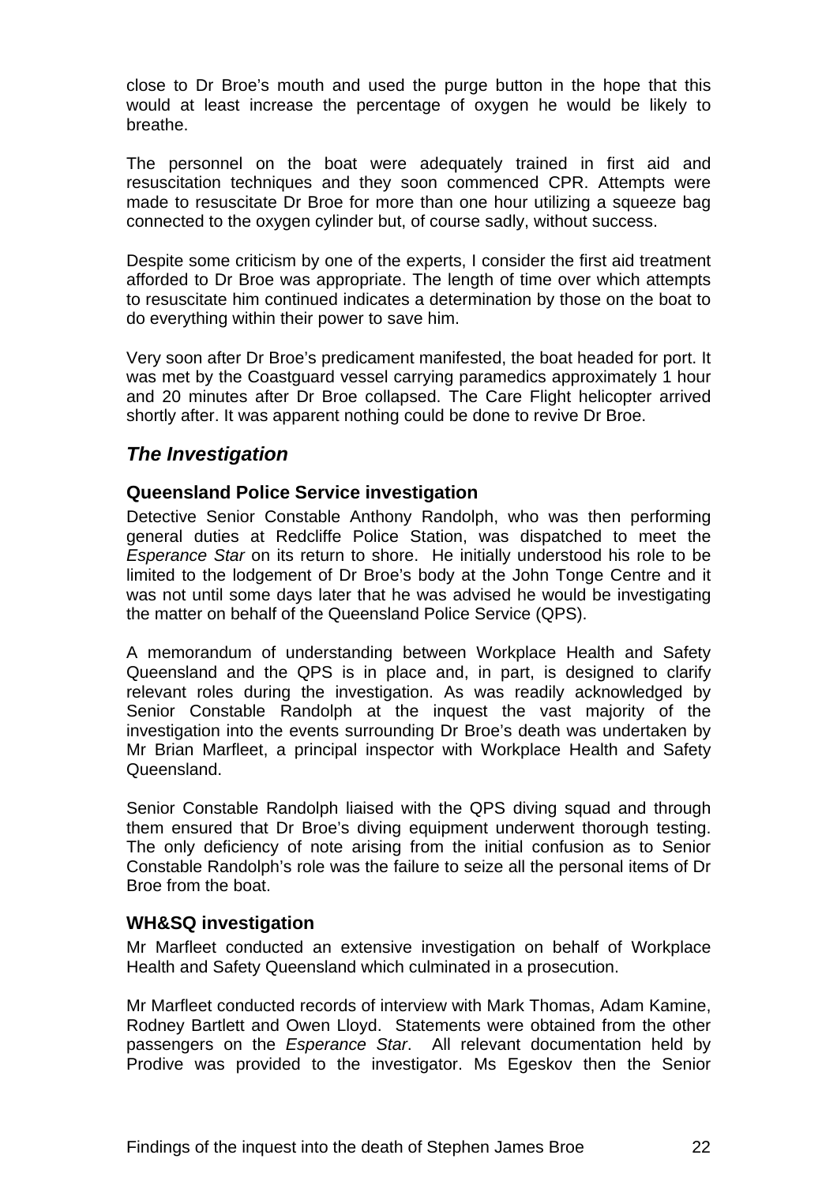close to Dr Broe's mouth and used the purge button in the hope that this would at least increase the percentage of oxygen he would be likely to breathe.

The personnel on the boat were adequately trained in first aid and resuscitation techniques and they soon commenced CPR. Attempts were made to resuscitate Dr Broe for more than one hour utilizing a squeeze bag connected to the oxygen cylinder but, of course sadly, without success.

Despite some criticism by one of the experts, I consider the first aid treatment afforded to Dr Broe was appropriate. The length of time over which attempts to resuscitate him continued indicates a determination by those on the boat to do everything within their power to save him.

Very soon after Dr Broe's predicament manifested, the boat headed for port. It was met by the Coastguard vessel carrying paramedics approximately 1 hour and 20 minutes after Dr Broe collapsed. The Care Flight helicopter arrived shortly after. It was apparent nothing could be done to revive Dr Broe.

## *The Investigation*

### Queensland Police Service investigation

Detective Senior Constable Anthony Randolph, who was then performing general duties at Redcliffe Police Station, was dispatched to meet the *Esperance Star* on its return to shore. He initially understood his role to be limited to the lodgement of Dr Broe's body at the John Tonge Centre and it was not until some days later that he was advised he would be investigating the matter on behalf of the Queensland Police Service (QPS).

A memorandum of understanding between Workplace Health and Safety Queensland and the QPS is in place and, in part, is designed to clarify relevant roles during the investigation. As was readily acknowledged by Senior Constable Randolph at the inquest the vast majority of the investigation into the events surrounding Dr Broe's death was undertaken by Mr Brian Marfleet, a principal inspector with Workplace Health and Safety Queensland.

Senior Constable Randolph liaised with the QPS diving squad and through them ensured that Dr Broe's diving equipment underwent thorough testing. The only deficiency of note arising from the initial confusion as to Senior Constable Randolph's role was the failure to seize all the personal items of Dr Broe from the boat.

### WH&SQ investigation

Mr Marfleet conducted an extensive investigation on behalf of Workplace Health and Safety Queensland which culminated in a prosecution.

Mr Marfleet conducted records of interview with Mark Thomas, Adam Kamine, Rodney Bartlett and Owen Lloyd. Statements were obtained from the other passengers on the *Esperance Star*. All relevant documentation held by Prodive was provided to the investigator. Ms Egeskov then the Senior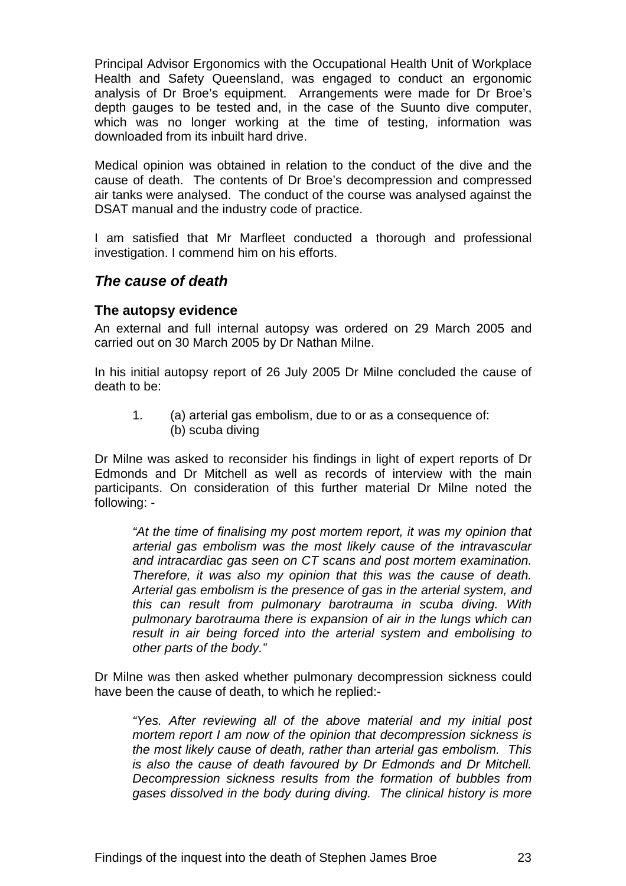Principal Advisor Ergonomics with the Occupational Health Unit of Workplace Health and Safety Queensland, was engaged to conduct an ergonomic analysis of Dr Broe's equipment. Arrangements were made for Dr Broe's depth gauges to be tested and, in the case of the Suunto dive computer, which was no longer working at the time of testing, information was downloaded from its inbuilt hard drive.

Medical opinion was obtained in relation to the conduct of the dive and the cause of death. The contents of Dr Broe's decompression and compressed air tanks were analysed. The conduct of the course was analysed against the DSAT manual and the industry code of practice.

I am satisfied that Mr Marfleet conducted a thorough and professional investigation. I commend him on his efforts.

## *The cause of death*

### The autopsy evidence

An external and full internal autopsy was ordered on 29 March 2005 and carried out on 30 March 2005 by Dr Nathan Milne.

In his initial autopsy report of 26 July 2005 Dr Milne concluded the cause of death to be:

> 1. (a) arterial gas embolism, due to or as a consequence of:
>    (b) scuba diving

Dr Milne was asked to reconsider his findings in light of expert reports of Dr Edmonds and Dr Mitchell as well as records of interview with the main participants. On consideration of this further material Dr Milne noted the following: -

> *"At the time of finalising my post mortem report, it was my opinion that arterial gas embolism was the most likely cause of the intravascular and intracardiac gas seen on CT scans and post mortem examination. Therefore, it was also my opinion that this was the cause of death. Arterial gas embolism is the presence of gas in the arterial system, and this can result from pulmonary barotrauma in scuba diving. With pulmonary barotrauma there is expansion of air in the lungs which can result in air being forced into the arterial system and embolising to other parts of the body."*

Dr Milne was then asked whether pulmonary decompression sickness could have been the cause of death, to which he replied:-

> *"Yes. After reviewing all of the above material and my initial post mortem report I am now of the opinion that decompression sickness is the most likely cause of death, rather than arterial gas embolism. This is also the cause of death favoured by Dr Edmonds and Dr Mitchell. Decompression sickness results from the formation of bubbles from gases dissolved in the body during diving. The clinical history is more*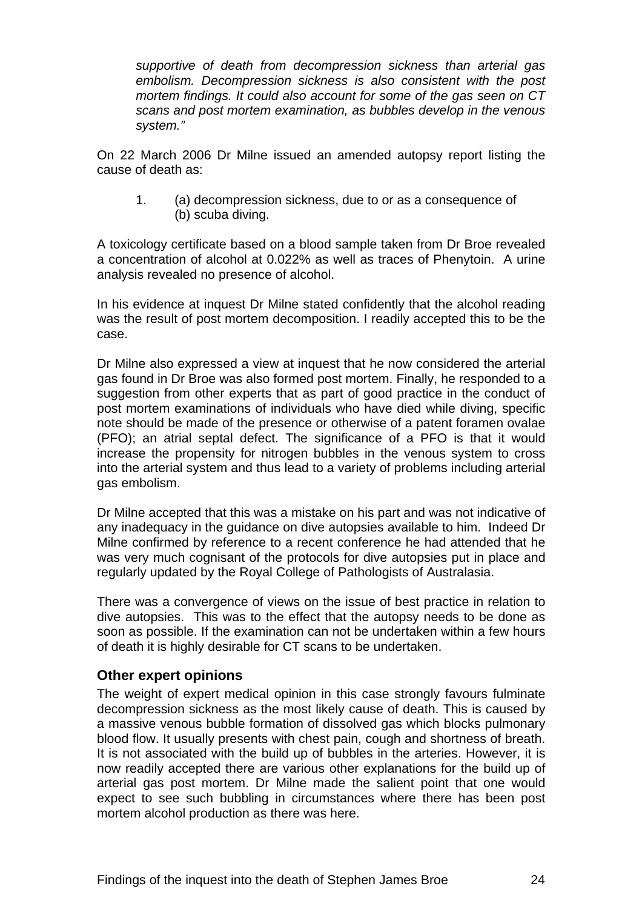> *supportive of death from decompression sickness than arterial gas embolism. Decompression sickness is also consistent with the post mortem findings. It could also account for some of the gas seen on CT scans and post mortem examination, as bubbles develop in the venous system."*

On 22 March 2006 Dr Milne issued an amended autopsy report listing the cause of death as:

1. (a) decompression sickness, due to or as a consequence of
   (b) scuba diving.

A toxicology certificate based on a blood sample taken from Dr Broe revealed a concentration of alcohol at 0.022% as well as traces of Phenytoin. A urine analysis revealed no presence of alcohol.

In his evidence at inquest Dr Milne stated confidently that the alcohol reading was the result of post mortem decomposition. I readily accepted this to be the case.

Dr Milne also expressed a view at inquest that he now considered the arterial gas found in Dr Broe was also formed post mortem. Finally, he responded to a suggestion from other experts that as part of good practice in the conduct of post mortem examinations of individuals who have died while diving, specific note should be made of the presence or otherwise of a patent foramen ovalae (PFO); an atrial septal defect. The significance of a PFO is that it would increase the propensity for nitrogen bubbles in the venous system to cross into the arterial system and thus lead to a variety of problems including arterial gas embolism.

Dr Milne accepted that this was a mistake on his part and was not indicative of any inadequacy in the guidance on dive autopsies available to him. Indeed Dr Milne confirmed by reference to a recent conference he had attended that he was very much cognisant of the protocols for dive autopsies put in place and regularly updated by the Royal College of Pathologists of Australasia.

There was a convergence of views on the issue of best practice in relation to dive autopsies. This was to the effect that the autopsy needs to be done as soon as possible. If the examination can not be undertaken within a few hours of death it is highly desirable for CT scans to be undertaken.

### Other expert opinions

The weight of expert medical opinion in this case strongly favours fulminate decompression sickness as the most likely cause of death. This is caused by a massive venous bubble formation of dissolved gas which blocks pulmonary blood flow. It usually presents with chest pain, cough and shortness of breath. It is not associated with the build up of bubbles in the arteries. However, it is now readily accepted there are various other explanations for the build up of arterial gas post mortem. Dr Milne made the salient point that one would expect to see such bubbling in circumstances where there has been post mortem alcohol production as there was here.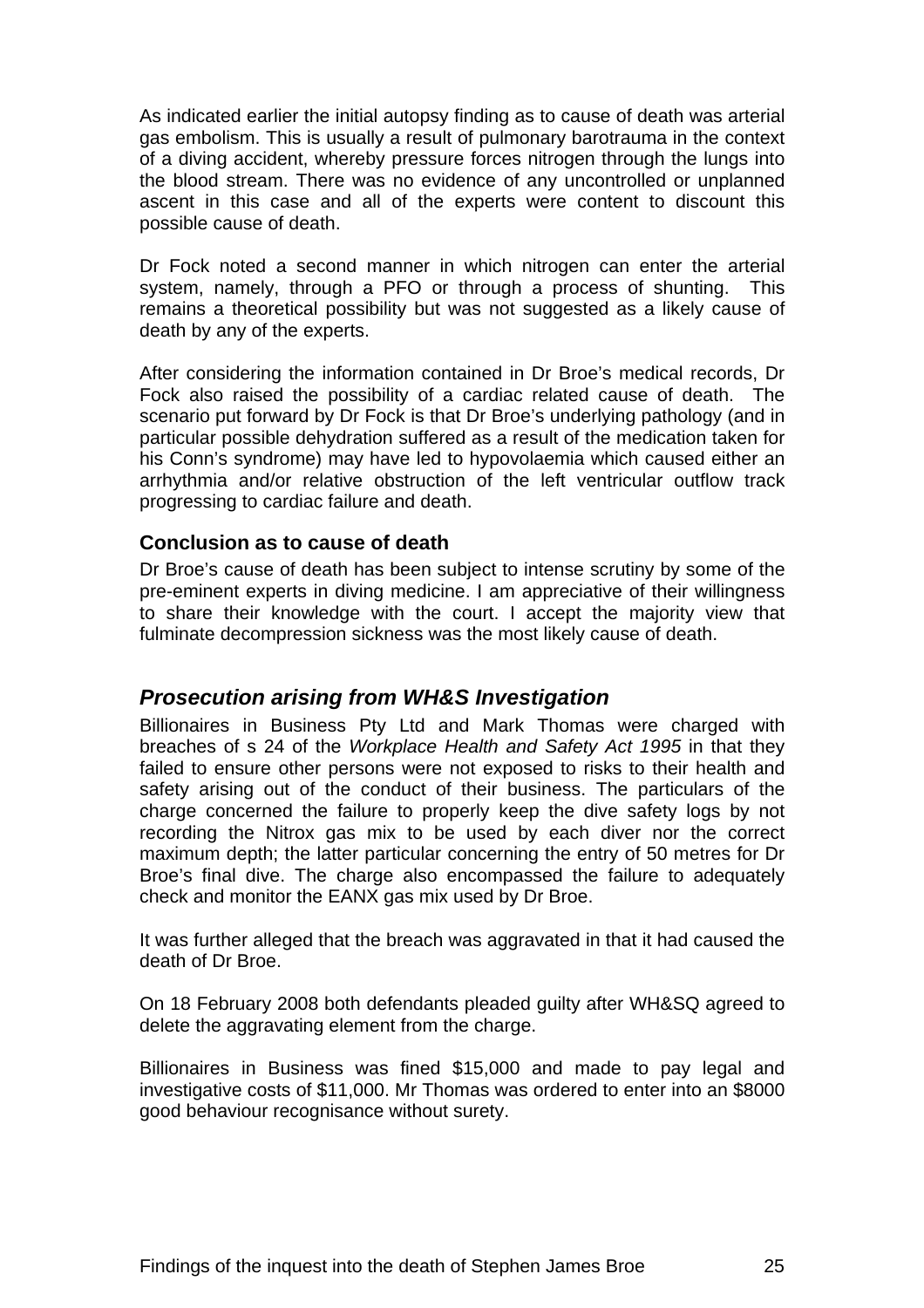As indicated earlier the initial autopsy finding as to cause of death was arterial gas embolism. This is usually a result of pulmonary barotrauma in the context of a diving accident, whereby pressure forces nitrogen through the lungs into the blood stream. There was no evidence of any uncontrolled or unplanned ascent in this case and all of the experts were content to discount this possible cause of death.

Dr Fock noted a second manner in which nitrogen can enter the arterial system, namely, through a PFO or through a process of shunting. This remains a theoretical possibility but was not suggested as a likely cause of death by any of the experts.

After considering the information contained in Dr Broe's medical records, Dr Fock also raised the possibility of a cardiac related cause of death. The scenario put forward by Dr Fock is that Dr Broe's underlying pathology (and in particular possible dehydration suffered as a result of the medication taken for his Conn's syndrome) may have led to hypovolaemia which caused either an arrhythmia and/or relative obstruction of the left ventricular outflow track progressing to cardiac failure and death.

### Conclusion as to cause of death

Dr Broe's cause of death has been subject to intense scrutiny by some of the pre-eminent experts in diving medicine. I am appreciative of their willingness to share their knowledge with the court. I accept the majority view that fulminate decompression sickness was the most likely cause of death.

## *Prosecution arising from WH&S Investigation*

Billionaires in Business Pty Ltd and Mark Thomas were charged with breaches of s 24 of the *Workplace Health and Safety Act 1995* in that they failed to ensure other persons were not exposed to risks to their health and safety arising out of the conduct of their business. The particulars of the charge concerned the failure to properly keep the dive safety logs by not recording the Nitrox gas mix to be used by each diver nor the correct maximum depth; the latter particular concerning the entry of 50 metres for Dr Broe's final dive. The charge also encompassed the failure to adequately check and monitor the EANX gas mix used by Dr Broe.

It was further alleged that the breach was aggravated in that it had caused the death of Dr Broe.

On 18 February 2008 both defendants pleaded guilty after WH&SQ agreed to delete the aggravating element from the charge.

Billionaires in Business was fined $15,000 and made to pay legal and investigative costs of $11,000. Mr Thomas was ordered to enter into an $8000 good behaviour recognisance without surety.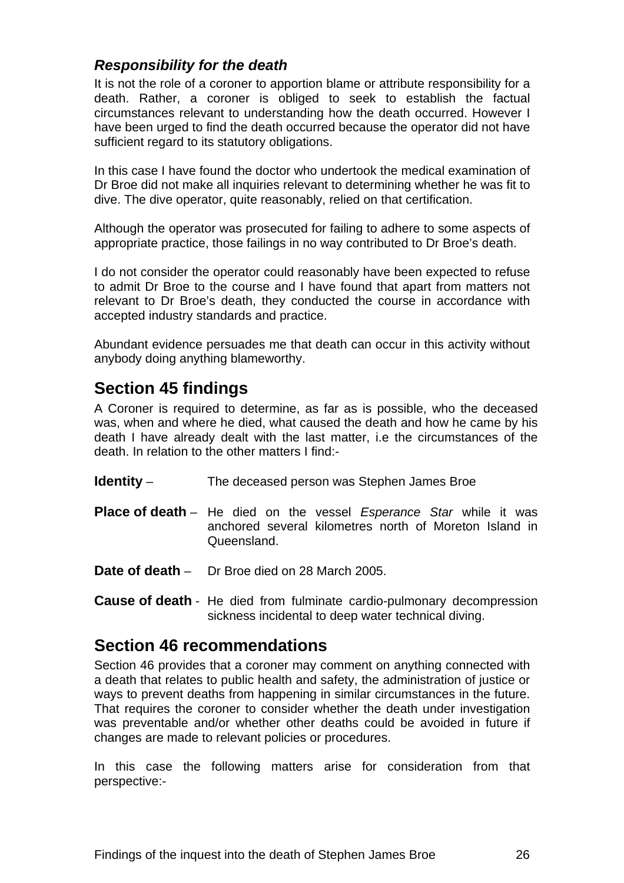### *Responsibility for the death*

It is not the role of a coroner to apportion blame or attribute responsibility for a death. Rather, a coroner is obliged to seek to establish the factual circumstances relevant to understanding how the death occurred. However I have been urged to find the death occurred because the operator did not have sufficient regard to its statutory obligations.

In this case I have found the doctor who undertook the medical examination of Dr Broe did not make all inquiries relevant to determining whether he was fit to dive. The dive operator, quite reasonably, relied on that certification.

Although the operator was prosecuted for failing to adhere to some aspects of appropriate practice, those failings in no way contributed to Dr Broe's death.

I do not consider the operator could reasonably have been expected to refuse to admit Dr Broe to the course and I have found that apart from matters not relevant to Dr Broe's death, they conducted the course in accordance with accepted industry standards and practice.

Abundant evidence persuades me that death can occur in this activity without anybody doing anything blameworthy.

## Section 45 findings

A Coroner is required to determine, as far as is possible, who the deceased was, when and where he died, what caused the death and how he came by his death I have already dealt with the last matter, i.e the circumstances of the death. In relation to the other matters I find:-

**Identity** – The deceased person was Stephen James Broe

**Place of death** – He died on the vessel *Esperance Star* while it was anchored several kilometres north of Moreton Island in Queensland.

**Date of death** – Dr Broe died on 28 March 2005.

**Cause of death** - He died from fulminate cardio-pulmonary decompression sickness incidental to deep water technical diving.

## Section 46 recommendations

Section 46 provides that a coroner may comment on anything connected with a death that relates to public health and safety, the administration of justice or ways to prevent deaths from happening in similar circumstances in the future. That requires the coroner to consider whether the death under investigation was preventable and/or whether other deaths could be avoided in future if changes are made to relevant policies or procedures.

In this case the following matters arise for consideration from that perspective:-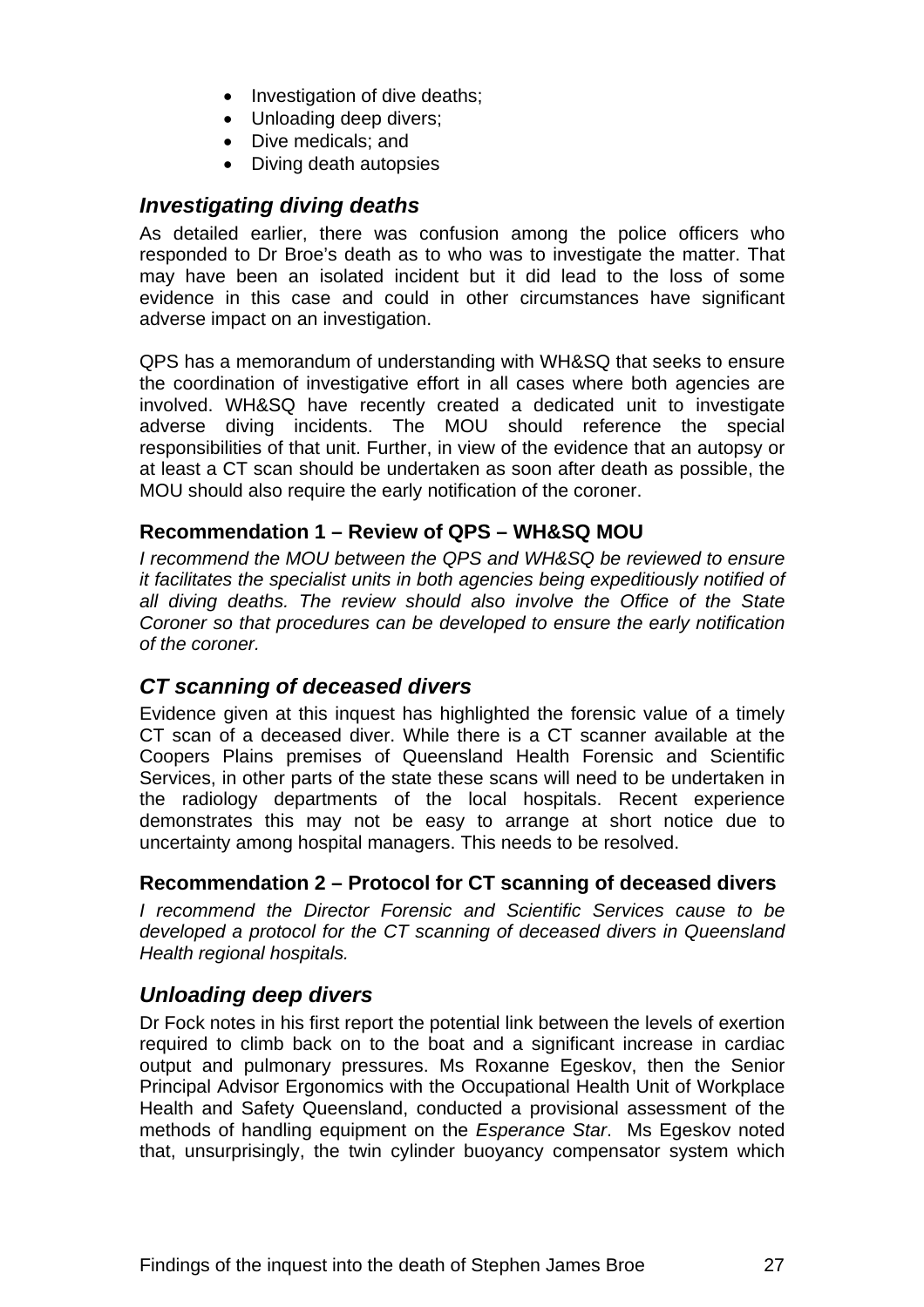- Investigation of dive deaths;
- Unloading deep divers;
- Dive medicals; and
- Diving death autopsies

## *Investigating diving deaths*

As detailed earlier, there was confusion among the police officers who responded to Dr Broe's death as to who was to investigate the matter. That may have been an isolated incident but it did lead to the loss of some evidence in this case and could in other circumstances have significant adverse impact on an investigation.

QPS has a memorandum of understanding with WH&SQ that seeks to ensure the coordination of investigative effort in all cases where both agencies are involved. WH&SQ have recently created a dedicated unit to investigate adverse diving incidents. The MOU should reference the special responsibilities of that unit. Further, in view of the evidence that an autopsy or at least a CT scan should be undertaken as soon after death as possible, the MOU should also require the early notification of the coroner.

### Recommendation 1 – Review of QPS – WH&SQ MOU

*I recommend the MOU between the QPS and WH&SQ be reviewed to ensure it facilitates the specialist units in both agencies being expeditiously notified of all diving deaths. The review should also involve the Office of the State Coroner so that procedures can be developed to ensure the early notification of the coroner.*

## *CT scanning of deceased divers*

Evidence given at this inquest has highlighted the forensic value of a timely CT scan of a deceased diver. While there is a CT scanner available at the Coopers Plains premises of Queensland Health Forensic and Scientific Services, in other parts of the state these scans will need to be undertaken in the radiology departments of the local hospitals. Recent experience demonstrates this may not be easy to arrange at short notice due to uncertainty among hospital managers. This needs to be resolved.

### Recommendation 2 – Protocol for CT scanning of deceased divers

*I recommend the Director Forensic and Scientific Services cause to be developed a protocol for the CT scanning of deceased divers in Queensland Health regional hospitals.*

## *Unloading deep divers*

Dr Fock notes in his first report the potential link between the levels of exertion required to climb back on to the boat and a significant increase in cardiac output and pulmonary pressures. Ms Roxanne Egeskov, then the Senior Principal Advisor Ergonomics with the Occupational Health Unit of Workplace Health and Safety Queensland, conducted a provisional assessment of the methods of handling equipment on the *Esperance Star*. Ms Egeskov noted that, unsurprisingly, the twin cylinder buoyancy compensator system which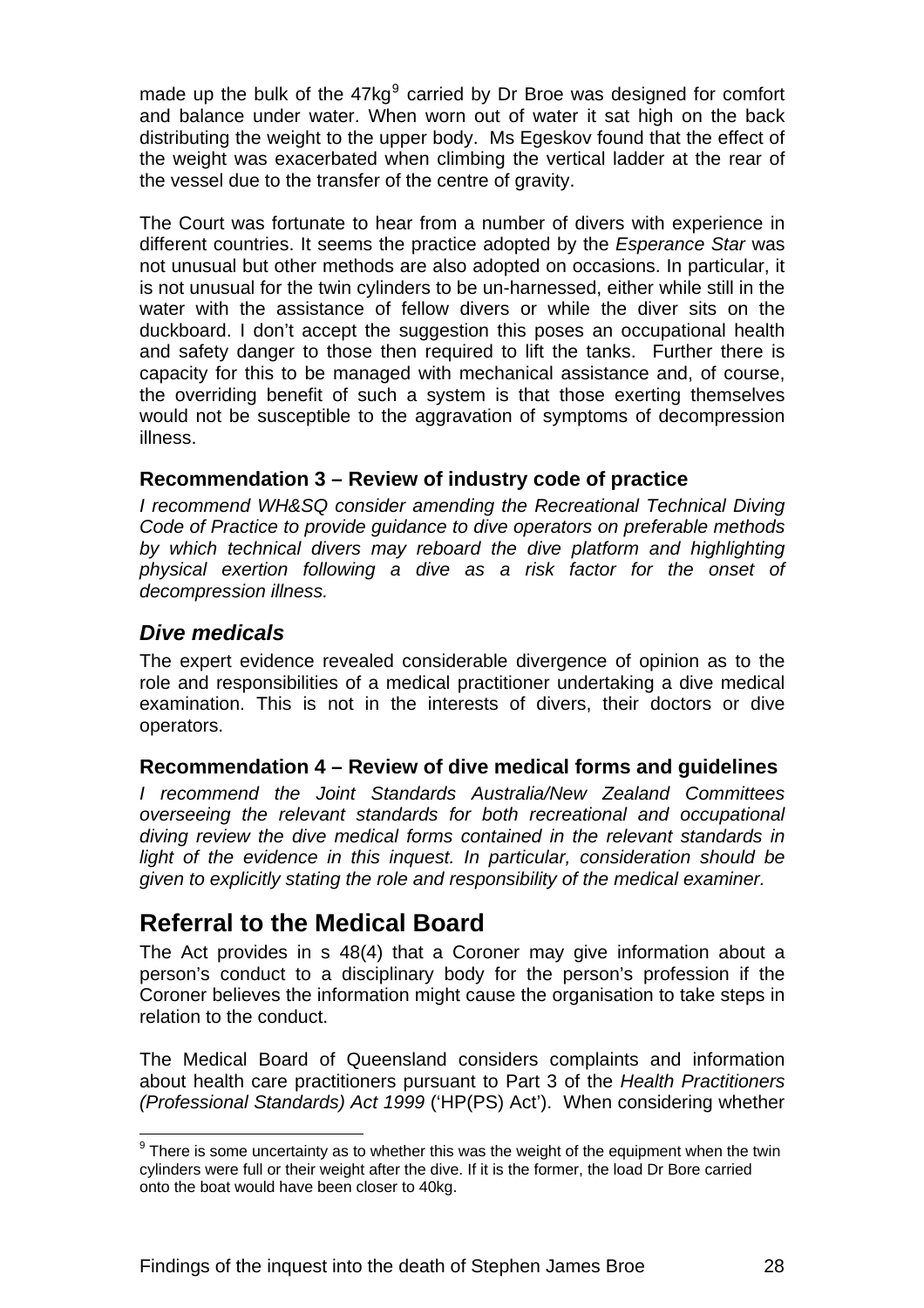made up the bulk of the 47kg[9] carried by Dr Broe was designed for comfort and balance under water. When worn out of water it sat high on the back distributing the weight to the upper body. Ms Egeskov found that the effect of the weight was exacerbated when climbing the vertical ladder at the rear of the vessel due to the transfer of the centre of gravity.

The Court was fortunate to hear from a number of divers with experience in different countries. It seems the practice adopted by the *Esperance Star* was not unusual but other methods are also adopted on occasions. In particular, it is not unusual for the twin cylinders to be un-harnessed, either while still in the water with the assistance of fellow divers or while the diver sits on the duckboard. I don't accept the suggestion this poses an occupational health and safety danger to those then required to lift the tanks. Further there is capacity for this to be managed with mechanical assistance and, of course, the overriding benefit of such a system is that those exerting themselves would not be susceptible to the aggravation of symptoms of decompression illness.

### Recommendation 3 – Review of industry code of practice

*I recommend WH&SQ consider amending the Recreational Technical Diving Code of Practice to provide guidance to dive operators on preferable methods by which technical divers may reboard the dive platform and highlighting physical exertion following a dive as a risk factor for the onset of decompression illness.*

## *Dive medicals*

The expert evidence revealed considerable divergence of opinion as to the role and responsibilities of a medical practitioner undertaking a dive medical examination. This is not in the interests of divers, their doctors or dive operators.

### Recommendation 4 – Review of dive medical forms and guidelines

*I recommend the Joint Standards Australia/New Zealand Committees overseeing the relevant standards for both recreational and occupational diving review the dive medical forms contained in the relevant standards in light of the evidence in this inquest. In particular, consideration should be given to explicitly stating the role and responsibility of the medical examiner.*

# Referral to the Medical Board

The Act provides in s 48(4) that a Coroner may give information about a person's conduct to a disciplinary body for the person's profession if the Coroner believes the information might cause the organisation to take steps in relation to the conduct.

The Medical Board of Queensland considers complaints and information about health care practitioners pursuant to Part 3 of the *Health Practitioners (Professional Standards) Act 1999* ('HP(PS) Act'). When considering whether

---

[9] There is some uncertainty as to whether this was the weight of the equipment when the twin cylinders were full or their weight after the dive. If it is the former, the load Dr Bore carried onto the boat would have been closer to 40kg.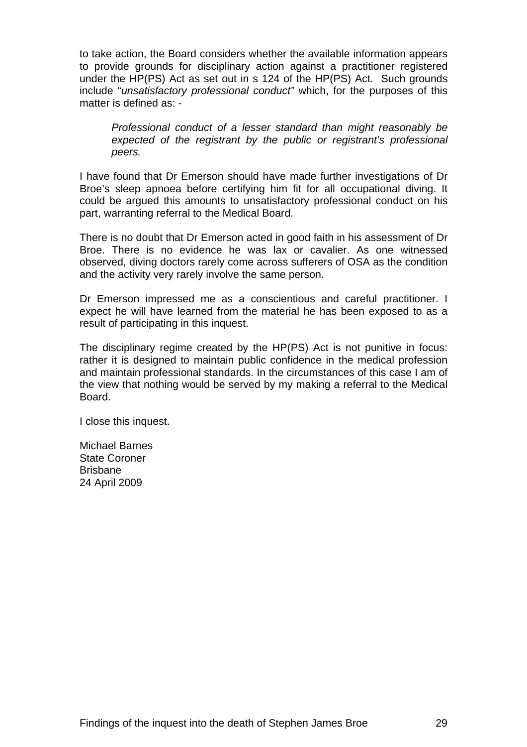to take action, the Board considers whether the available information appears to provide grounds for disciplinary action against a practitioner registered under the HP(PS) Act as set out in s 124 of the HP(PS) Act. Such grounds include "*unsatisfactory professional conduct"* which, for the purposes of this matter is defined as: -

> *Professional conduct of a lesser standard than might reasonably be expected of the registrant by the public or registrant's professional peers.*

I have found that Dr Emerson should have made further investigations of Dr Broe's sleep apnoea before certifying him fit for all occupational diving. It could be argued this amounts to unsatisfactory professional conduct on his part, warranting referral to the Medical Board.

There is no doubt that Dr Emerson acted in good faith in his assessment of Dr Broe. There is no evidence he was lax or cavalier. As one witnessed observed, diving doctors rarely come across sufferers of OSA as the condition and the activity very rarely involve the same person.

Dr Emerson impressed me as a conscientious and careful practitioner. I expect he will have learned from the material he has been exposed to as a result of participating in this inquest.

The disciplinary regime created by the HP(PS) Act is not punitive in focus: rather it is designed to maintain public confidence in the medical profession and maintain professional standards. In the circumstances of this case I am of the view that nothing would be served by my making a referral to the Medical Board.

I close this inquest.

Michael Barnes
State Coroner
Brisbane
24 April 2009